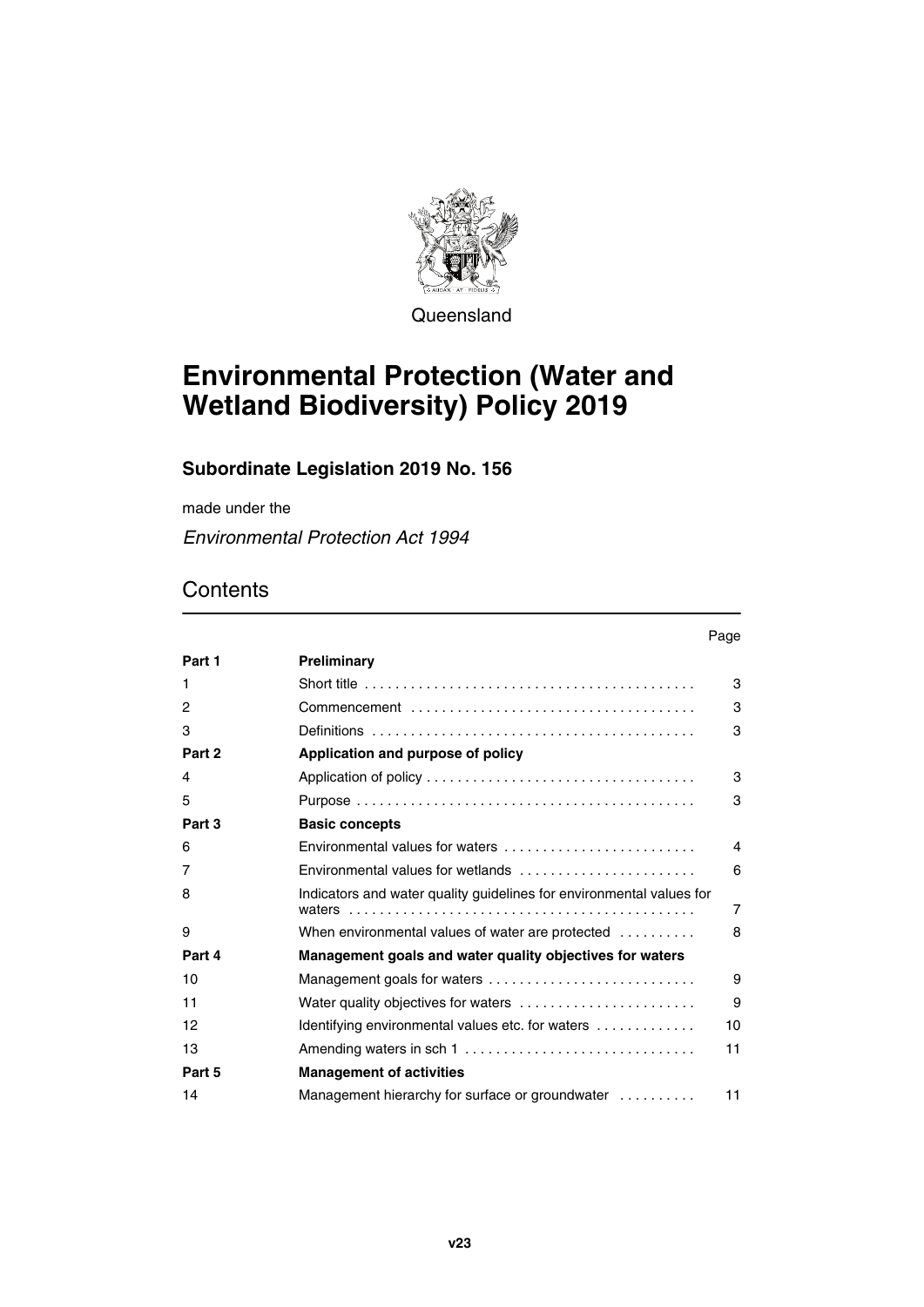Queensland

# Environmental Protection (Water and Wetland Biodiversity) Policy 2019

## Subordinate Legislation 2019 No. 156

made under the

*Environmental Protection Act 1994*

## Contents

| | | Page |
|---|---|---|
| **Part 1** | **Preliminary** | |
| 1 | Short title | 3 |
| 2 | Commencement | 3 |
| 3 | Definitions | 3 |
| **Part 2** | **Application and purpose of policy** | |
| 4 | Application of policy | 3 |
| 5 | Purpose | 3 |
| **Part 3** | **Basic concepts** | |
| 6 | Environmental values for waters | 4 |
| 7 | Environmental values for wetlands | 6 |
| 8 | Indicators and water quality guidelines for environmental values for waters | 7 |
| 9 | When environmental values of water are protected | 8 |
| **Part 4** | **Management goals and water quality objectives for waters** | |
| 10 | Management goals for waters | 9 |
| 11 | Water quality objectives for waters | 9 |
| 12 | Identifying environmental values etc. for waters | 10 |
| 13 | Amending waters in sch 1 | 11 |
| **Part 5** | **Management of activities** | |
| 14 | Management hierarchy for surface or groundwater | 11 |

v23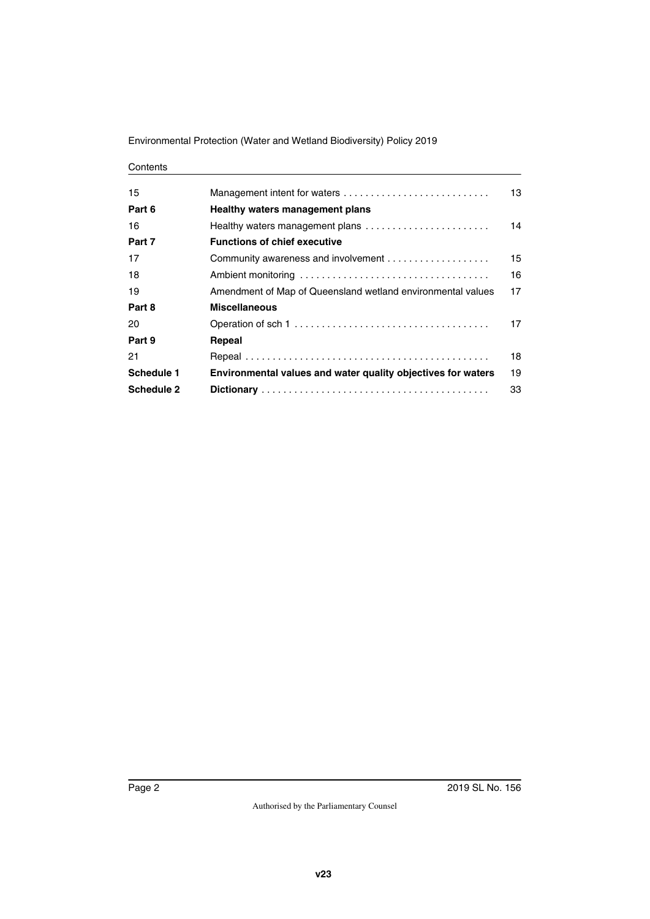Contents

| | | |
|---|---|---|
| 15 | Management intent for waters | 13 |
| **Part 6** | **Healthy waters management plans** | |
| 16 | Healthy waters management plans | 14 |
| **Part 7** | **Functions of chief executive** | |
| 17 | Community awareness and involvement | 15 |
| 18 | Ambient monitoring | 16 |
| 19 | Amendment of Map of Queensland wetland environmental values | 17 |
| **Part 8** | **Miscellaneous** | |
| 20 | Operation of sch 1 | 17 |
| **Part 9** | **Repeal** | |
| 21 | Repeal | 18 |
| **Schedule 1** | **Environmental values and water quality objectives for waters** | 19 |
| **Schedule 2** | **Dictionary** | 33 |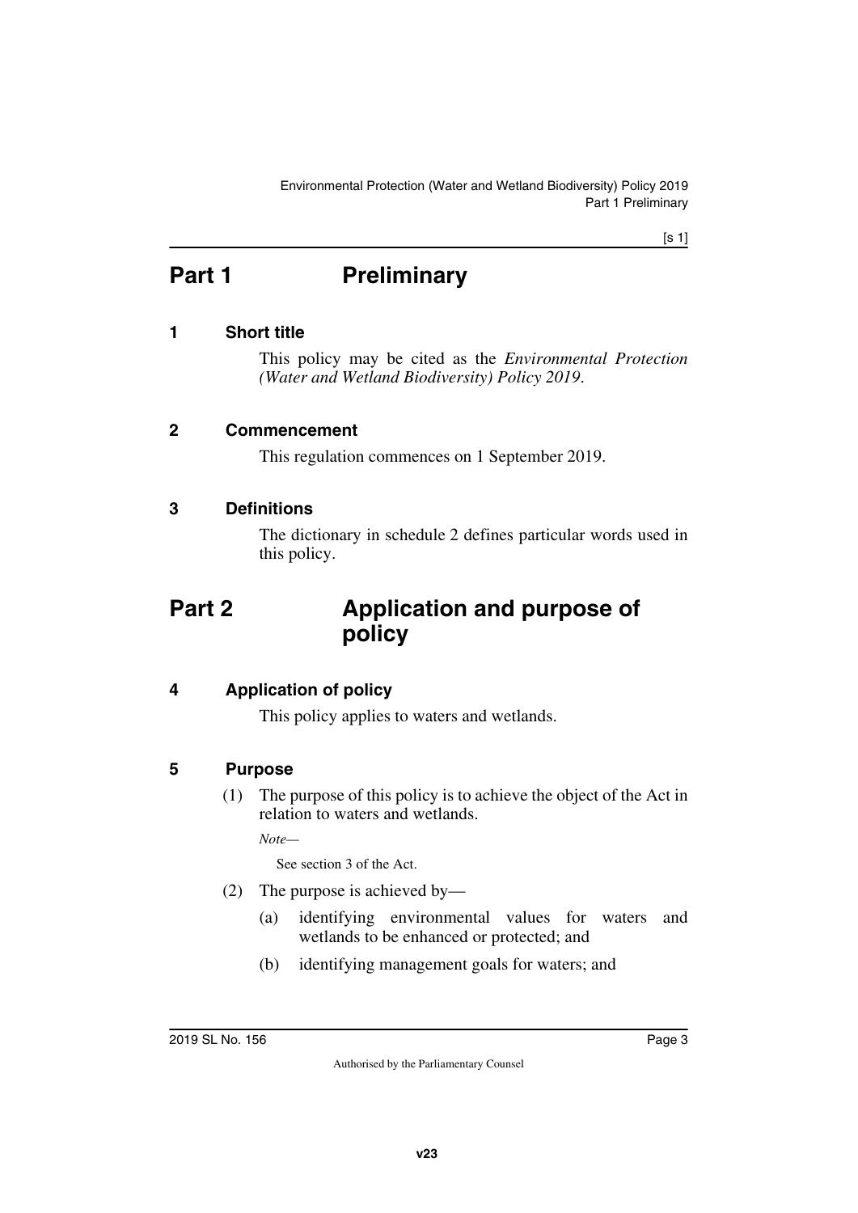# Part 1 Preliminary

## 1 Short title

This policy may be cited as the *Environmental Protection (Water and Wetland Biodiversity) Policy 2019*.

## 2 Commencement

This regulation commences on 1 September 2019.

## 3 Definitions

The dictionary in schedule 2 defines particular words used in this policy.

# Part 2 Application and purpose of policy

## 4 Application of policy

This policy applies to waters and wetlands.

## 5 Purpose

(1) The purpose of this policy is to achieve the object of the Act in relation to waters and wetlands.

*Note—*

See section 3 of the Act.

(2) The purpose is achieved by—

(a) identifying environmental values for waters and wetlands to be enhanced or protected; and

(b) identifying management goals for waters; and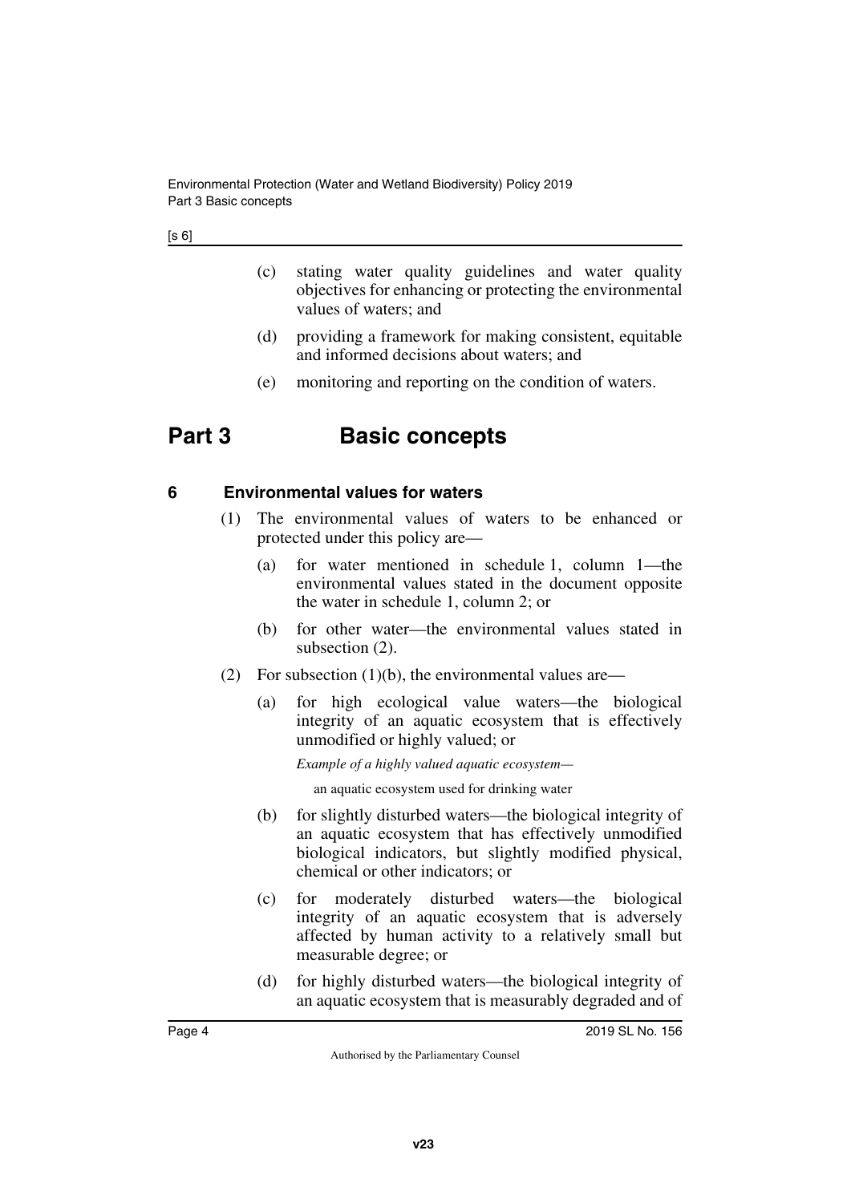(c) stating water quality guidelines and water quality objectives for enhancing or protecting the environmental values of waters; and

(d) providing a framework for making consistent, equitable and informed decisions about waters; and

(e) monitoring and reporting on the condition of waters.

# Part 3 Basic concepts

### 6 Environmental values for waters

(1) The environmental values of waters to be enhanced or protected under this policy are—

(a) for water mentioned in schedule 1, column 1—the environmental values stated in the document opposite the water in schedule 1, column 2; or

(b) for other water—the environmental values stated in subsection (2).

(2) For subsection (1)(b), the environmental values are—

(a) for high ecological value waters—the biological integrity of an aquatic ecosystem that is effectively unmodified or highly valued; or

*Example of a highly valued aquatic ecosystem—*

an aquatic ecosystem used for drinking water

(b) for slightly disturbed waters—the biological integrity of an aquatic ecosystem that has effectively unmodified biological indicators, but slightly modified physical, chemical or other indicators; or

(c) for moderately disturbed waters—the biological integrity of an aquatic ecosystem that is adversely affected by human activity to a relatively small but measurable degree; or

(d) for highly disturbed waters—the biological integrity of an aquatic ecosystem that is measurably degraded and of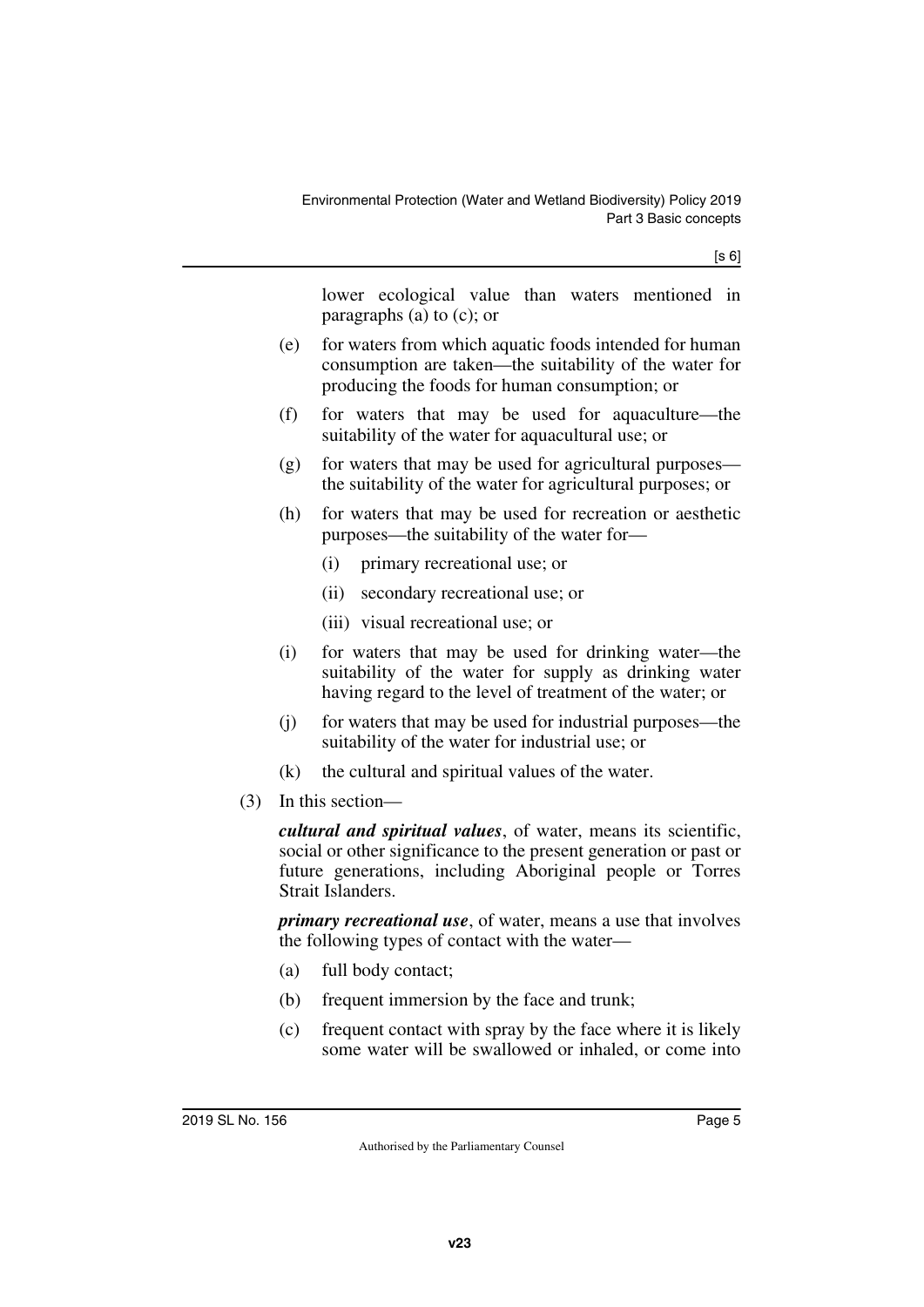lower ecological value than waters mentioned in paragraphs (a) to (c); or

(e) for waters from which aquatic foods intended for human consumption are taken—the suitability of the water for producing the foods for human consumption; or

(f) for waters that may be used for aquaculture—the suitability of the water for aquacultural use; or

(g) for waters that may be used for agricultural purposes—the suitability of the water for agricultural purposes; or

(h) for waters that may be used for recreation or aesthetic purposes—the suitability of the water for—

  (i) primary recreational use; or

  (ii) secondary recreational use; or

  (iii) visual recreational use; or

(i) for waters that may be used for drinking water—the suitability of the water for supply as drinking water having regard to the level of treatment of the water; or

(j) for waters that may be used for industrial purposes—the suitability of the water for industrial use; or

(k) the cultural and spiritual values of the water.

(3) In this section—

***cultural and spiritual values***, of water, means its scientific, social or other significance to the present generation or past or future generations, including Aboriginal people or Torres Strait Islanders.

***primary recreational use***, of water, means a use that involves the following types of contact with the water—

(a) full body contact;

(b) frequent immersion by the face and trunk;

(c) frequent contact with spray by the face where it is likely some water will be swallowed or inhaled, or come into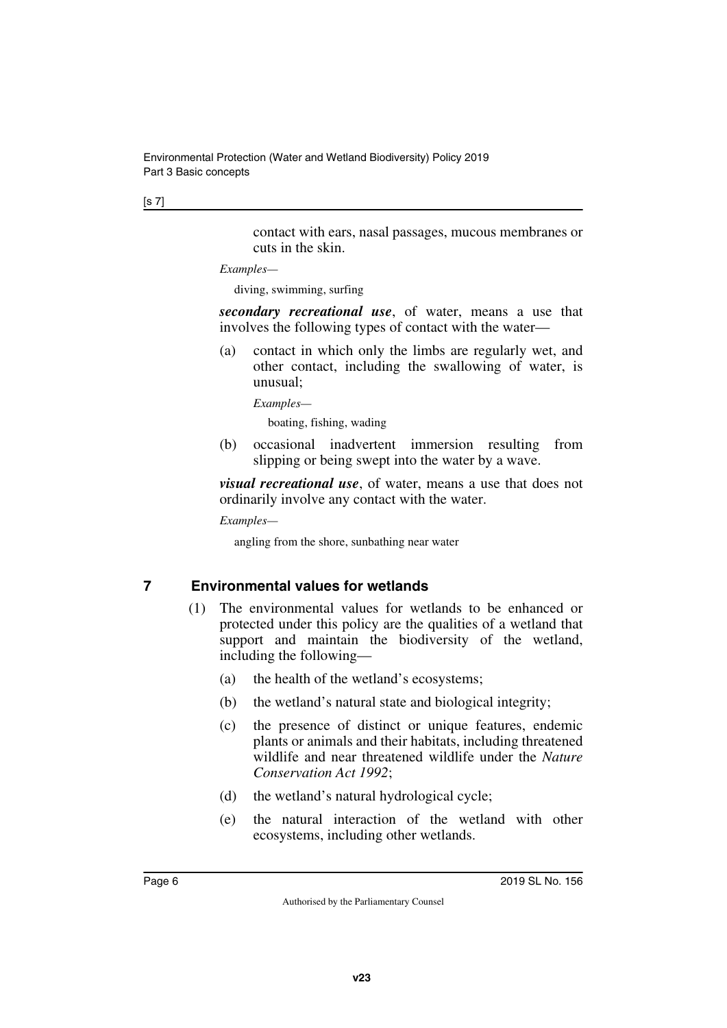contact with ears, nasal passages, mucous membranes or cuts in the skin.

*Examples—*

diving, swimming, surfing

***secondary recreational use***, of water, means a use that involves the following types of contact with the water—

(a) contact in which only the limbs are regularly wet, and other contact, including the swallowing of water, is unusual;

*Examples—*

boating, fishing, wading

(b) occasional inadvertent immersion resulting from slipping or being swept into the water by a wave.

***visual recreational use***, of water, means a use that does not ordinarily involve any contact with the water.

*Examples—*

angling from the shore, sunbathing near water

## 7 Environmental values for wetlands

(1) The environmental values for wetlands to be enhanced or protected under this policy are the qualities of a wetland that support and maintain the biodiversity of the wetland, including the following—

(a) the health of the wetland's ecosystems;

(b) the wetland's natural state and biological integrity;

(c) the presence of distinct or unique features, endemic plants or animals and their habitats, including threatened wildlife and near threatened wildlife under the *Nature Conservation Act 1992*;

(d) the wetland's natural hydrological cycle;

(e) the natural interaction of the wetland with other ecosystems, including other wetlands.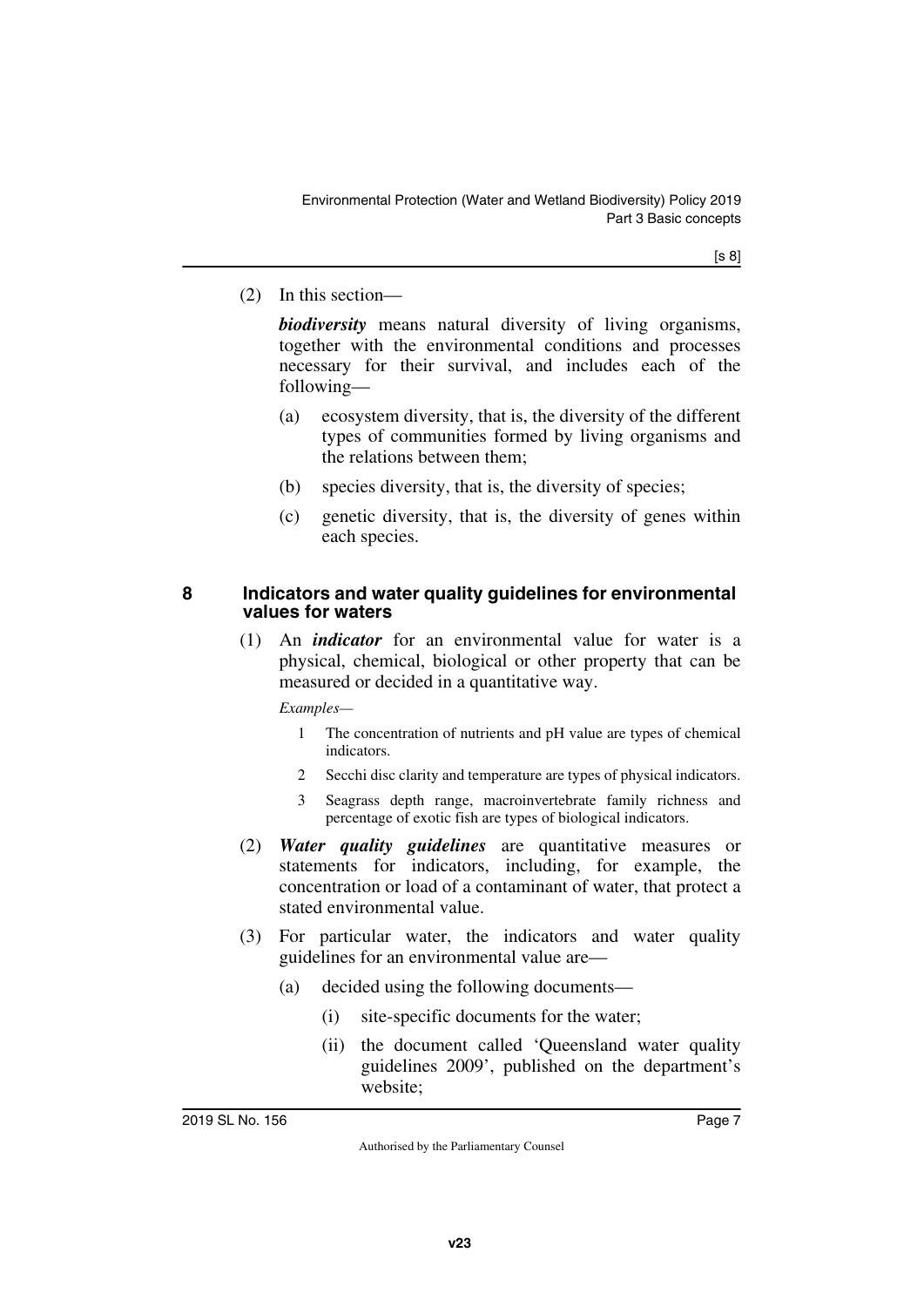(2) In this section—

***biodiversity*** means natural diversity of living organisms, together with the environmental conditions and processes necessary for their survival, and includes each of the following—

(a) ecosystem diversity, that is, the diversity of the different types of communities formed by living organisms and the relations between them;

(b) species diversity, that is, the diversity of species;

(c) genetic diversity, that is, the diversity of genes within each species.

## 8 Indicators and water quality guidelines for environmental values for waters

(1) An ***indicator*** for an environmental value for water is a physical, chemical, biological or other property that can be measured or decided in a quantitative way.

*Examples—*

1 The concentration of nutrients and pH value are types of chemical indicators.

2 Secchi disc clarity and temperature are types of physical indicators.

3 Seagrass depth range, macroinvertebrate family richness and percentage of exotic fish are types of biological indicators.

(2) ***Water quality guidelines*** are quantitative measures or statements for indicators, including, for example, the concentration or load of a contaminant of water, that protect a stated environmental value.

(3) For particular water, the indicators and water quality guidelines for an environmental value are—

(a) decided using the following documents—

(i) site-specific documents for the water;

(ii) the document called 'Queensland water quality guidelines 2009', published on the department's website;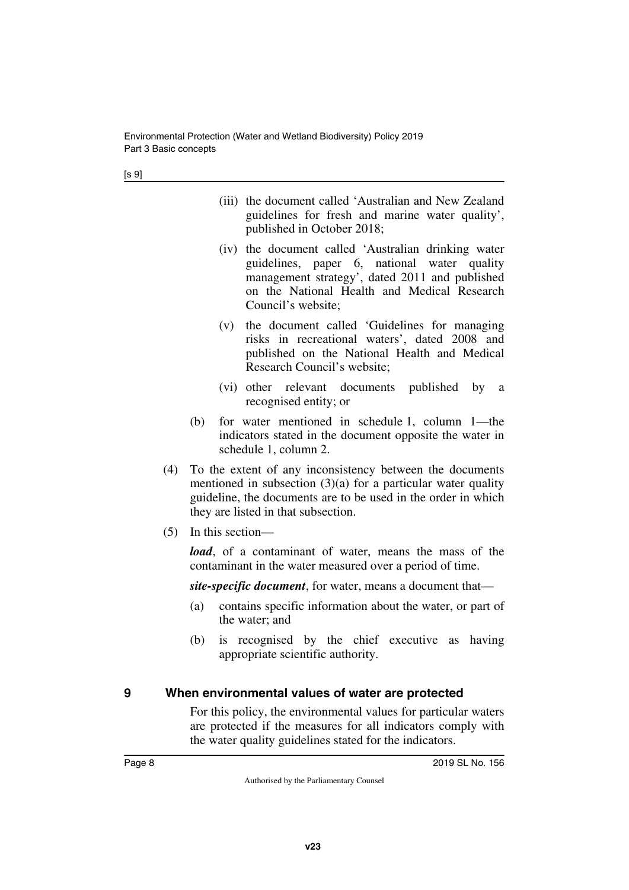(iii) the document called 'Australian and New Zealand guidelines for fresh and marine water quality', published in October 2018;

(iv) the document called 'Australian drinking water guidelines, paper 6, national water quality management strategy', dated 2011 and published on the National Health and Medical Research Council's website;

(v) the document called 'Guidelines for managing risks in recreational waters', dated 2008 and published on the National Health and Medical Research Council's website;

(vi) other relevant documents published by a recognised entity; or

(b) for water mentioned in schedule 1, column 1—the indicators stated in the document opposite the water in schedule 1, column 2.

(4) To the extent of any inconsistency between the documents mentioned in subsection (3)(a) for a particular water quality guideline, the documents are to be used in the order in which they are listed in that subsection.

(5) In this section—

***load***, of a contaminant of water, means the mass of the contaminant in the water measured over a period of time.

***site-specific document***, for water, means a document that—

(a) contains specific information about the water, or part of the water; and

(b) is recognised by the chief executive as having appropriate scientific authority.

## 9 When environmental values of water are protected

For this policy, the environmental values for particular waters are protected if the measures for all indicators comply with the water quality guidelines stated for the indicators.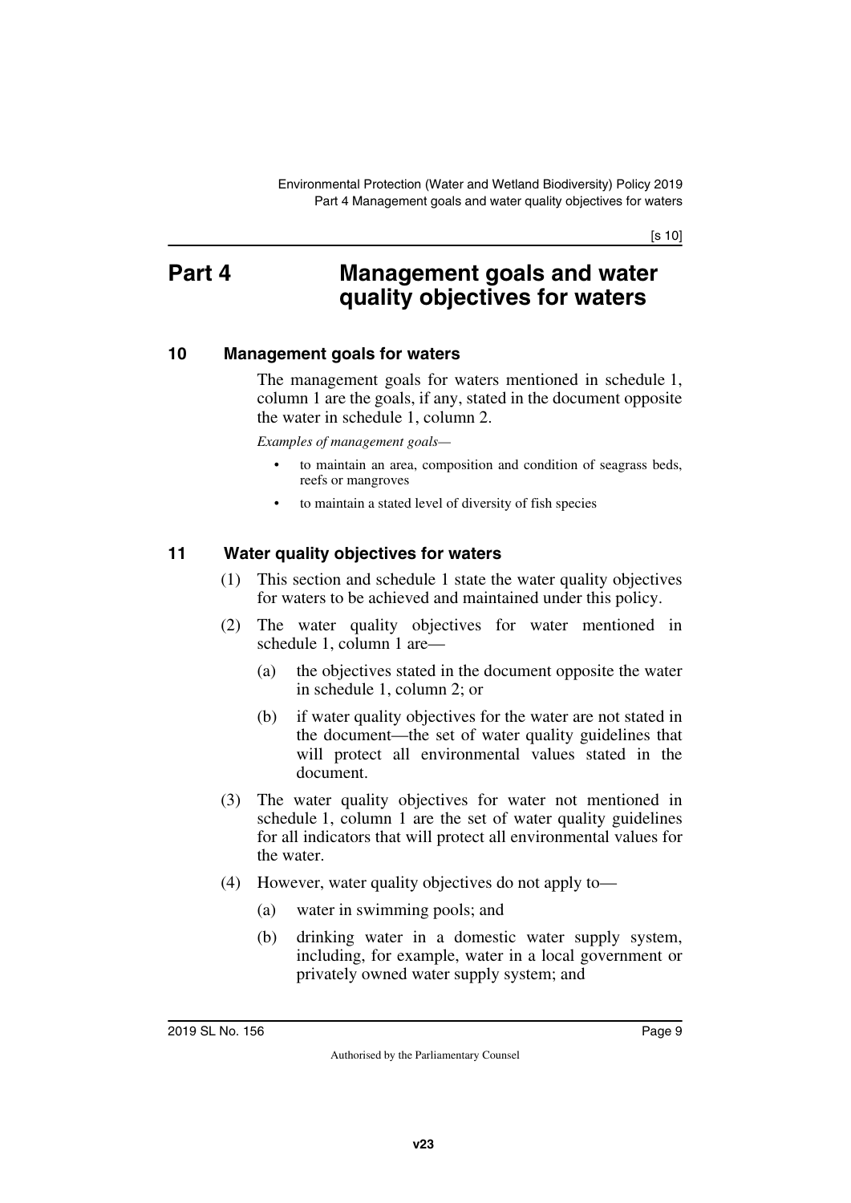# Part 4 Management goals and water quality objectives for waters

## 10 Management goals for waters

The management goals for waters mentioned in schedule 1, column 1 are the goals, if any, stated in the document opposite the water in schedule 1, column 2.

*Examples of management goals—*

- to maintain an area, composition and condition of seagrass beds, reefs or mangroves
- to maintain a stated level of diversity of fish species

## 11 Water quality objectives for waters

(1) This section and schedule 1 state the water quality objectives for waters to be achieved and maintained under this policy.

(2) The water quality objectives for water mentioned in schedule 1, column 1 are—

(a) the objectives stated in the document opposite the water in schedule 1, column 2; or

(b) if water quality objectives for the water are not stated in the document—the set of water quality guidelines that will protect all environmental values stated in the document.

(3) The water quality objectives for water not mentioned in schedule 1, column 1 are the set of water quality guidelines for all indicators that will protect all environmental values for the water.

(4) However, water quality objectives do not apply to—

(a) water in swimming pools; and

(b) drinking water in a domestic water supply system, including, for example, water in a local government or privately owned water supply system; and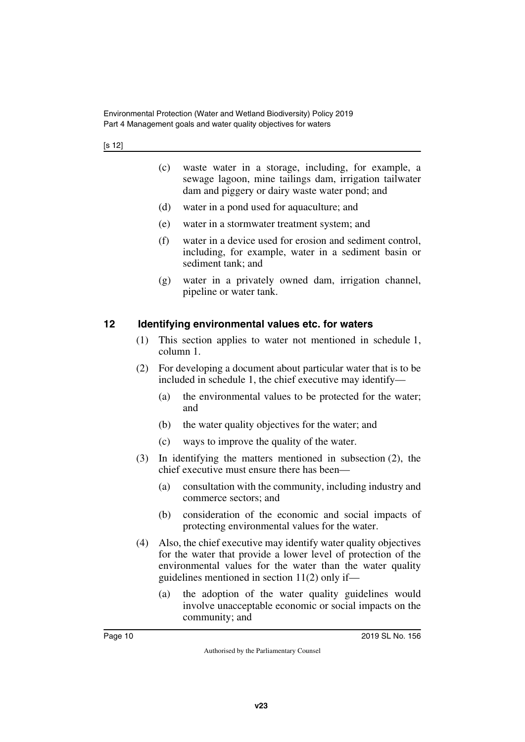(c) waste water in a storage, including, for example, a sewage lagoon, mine tailings dam, irrigation tailwater dam and piggery or dairy waste water pond; and

(d) water in a pond used for aquaculture; and

(e) water in a stormwater treatment system; and

(f) water in a device used for erosion and sediment control, including, for example, water in a sediment basin or sediment tank; and

(g) water in a privately owned dam, irrigation channel, pipeline or water tank.

## 12 Identifying environmental values etc. for waters

(1) This section applies to water not mentioned in schedule 1, column 1.

(2) For developing a document about particular water that is to be included in schedule 1, the chief executive may identify—

(a) the environmental values to be protected for the water; and

(b) the water quality objectives for the water; and

(c) ways to improve the quality of the water.

(3) In identifying the matters mentioned in subsection (2), the chief executive must ensure there has been—

(a) consultation with the community, including industry and commerce sectors; and

(b) consideration of the economic and social impacts of protecting environmental values for the water.

(4) Also, the chief executive may identify water quality objectives for the water that provide a lower level of protection of the environmental values for the water than the water quality guidelines mentioned in section 11(2) only if—

(a) the adoption of the water quality guidelines would involve unacceptable economic or social impacts on the community; and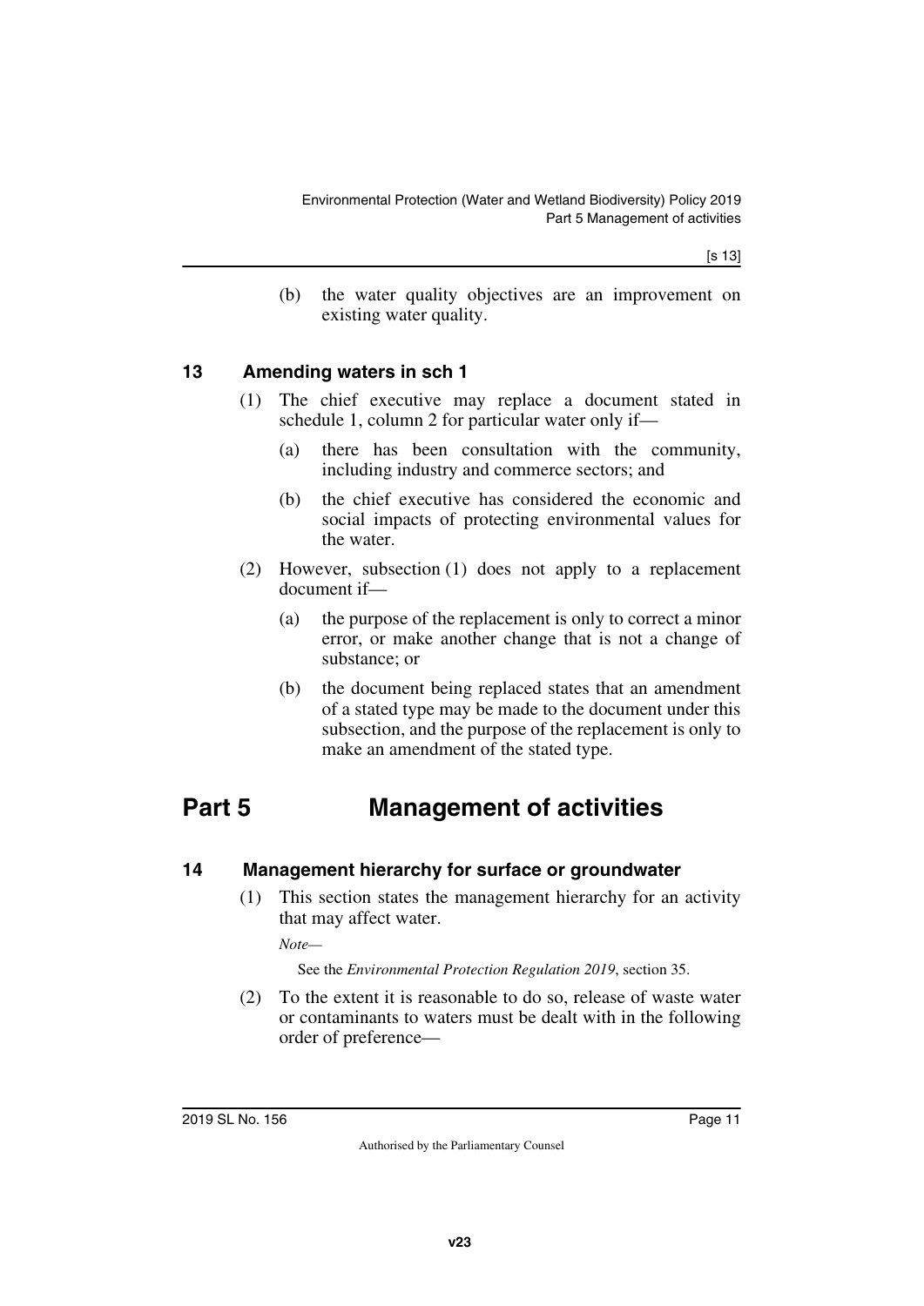(b) the water quality objectives are an improvement on existing water quality.

### 13 Amending waters in sch 1

(1) The chief executive may replace a document stated in schedule 1, column 2 for particular water only if—

(a) there has been consultation with the community, including industry and commerce sectors; and

(b) the chief executive has considered the economic and social impacts of protecting environmental values for the water.

(2) However, subsection (1) does not apply to a replacement document if—

(a) the purpose of the replacement is only to correct a minor error, or make another change that is not a change of substance; or

(b) the document being replaced states that an amendment of a stated type may be made to the document under this subsection, and the purpose of the replacement is only to make an amendment of the stated type.

## Part 5 Management of activities

### 14 Management hierarchy for surface or groundwater

(1) This section states the management hierarchy for an activity that may affect water.

*Note—*

See the *Environmental Protection Regulation 2019*, section 35.

(2) To the extent it is reasonable to do so, release of waste water or contaminants to waters must be dealt with in the following order of preference—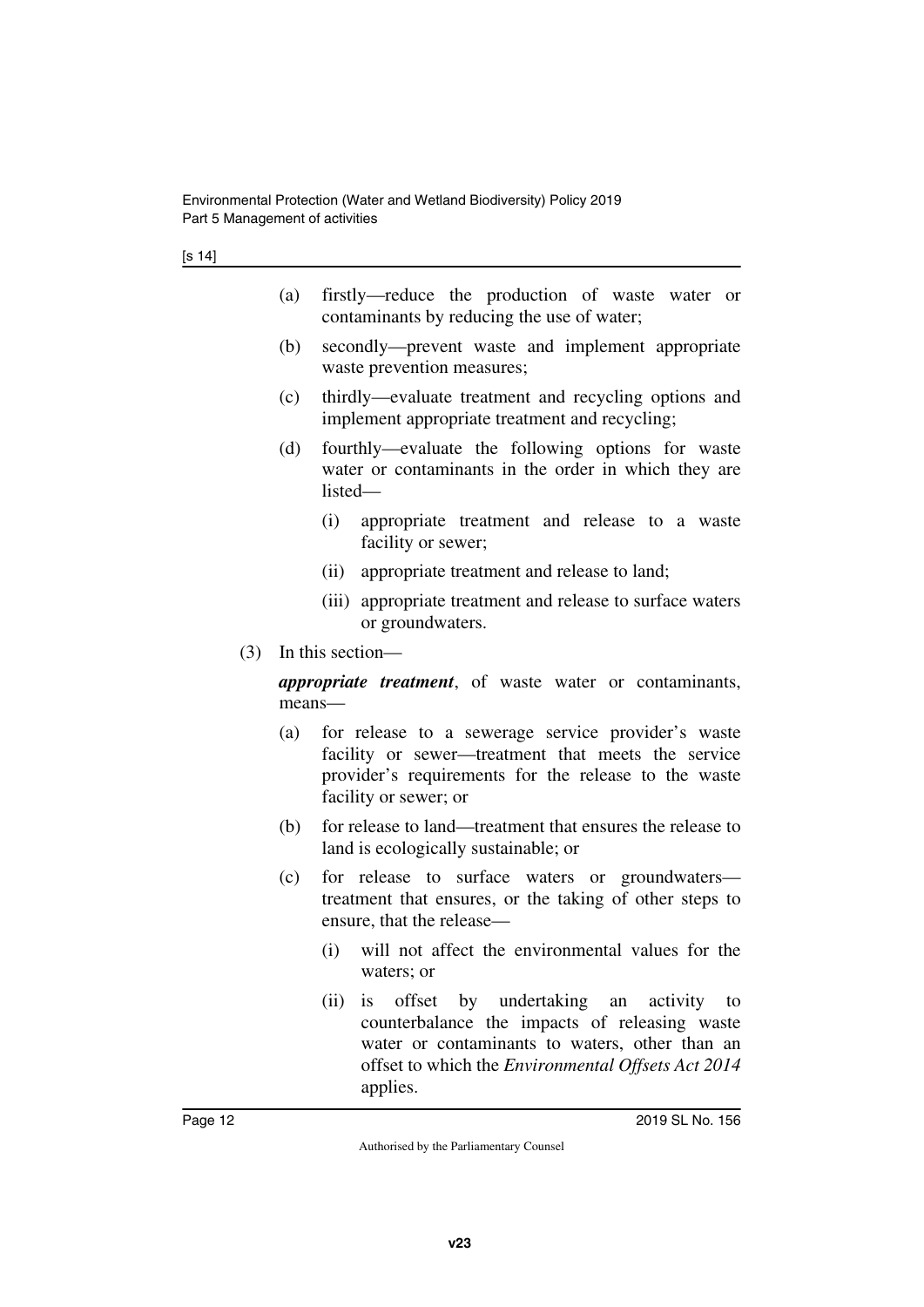(a) firstly—reduce the production of waste water or contaminants by reducing the use of water;

(b) secondly—prevent waste and implement appropriate waste prevention measures;

(c) thirdly—evaluate treatment and recycling options and implement appropriate treatment and recycling;

(d) fourthly—evaluate the following options for waste water or contaminants in the order in which they are listed—

(i) appropriate treatment and release to a waste facility or sewer;

(ii) appropriate treatment and release to land;

(iii) appropriate treatment and release to surface waters or groundwaters.

(3) In this section—

***appropriate treatment***, of waste water or contaminants, means—

(a) for release to a sewerage service provider's waste facility or sewer—treatment that meets the service provider's requirements for the release to the waste facility or sewer; or

(b) for release to land—treatment that ensures the release to land is ecologically sustainable; or

(c) for release to surface waters or groundwaters—treatment that ensures, or the taking of other steps to ensure, that the release—

(i) will not affect the environmental values for the waters; or

(ii) is offset by undertaking an activity to counterbalance the impacts of releasing waste water or contaminants to waters, other than an offset to which the *Environmental Offsets Act 2014* applies.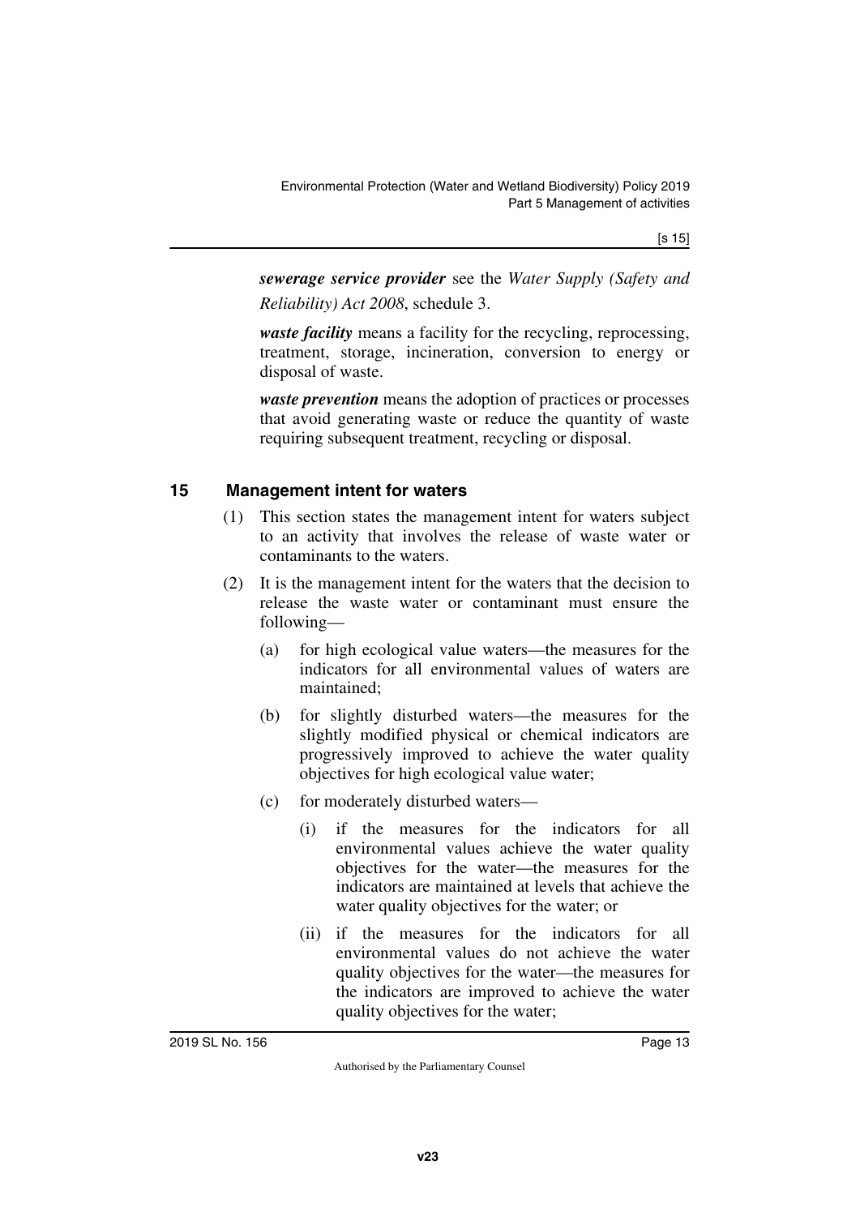***sewerage service provider*** see the *Water Supply (Safety and Reliability) Act 2008*, schedule 3.

***waste facility*** means a facility for the recycling, reprocessing, treatment, storage, incineration, conversion to energy or disposal of waste.

***waste prevention*** means the adoption of practices or processes that avoid generating waste or reduce the quantity of waste requiring subsequent treatment, recycling or disposal.

## 15 Management intent for waters

(1) This section states the management intent for waters subject to an activity that involves the release of waste water or contaminants to the waters.

(2) It is the management intent for the waters that the decision to release the waste water or contaminant must ensure the following—

(a) for high ecological value waters—the measures for the indicators for all environmental values of waters are maintained;

(b) for slightly disturbed waters—the measures for the slightly modified physical or chemical indicators are progressively improved to achieve the water quality objectives for high ecological value water;

(c) for moderately disturbed waters—

(i) if the measures for the indicators for all environmental values achieve the water quality objectives for the water—the measures for the indicators are maintained at levels that achieve the water quality objectives for the water; or

(ii) if the measures for the indicators for all environmental values do not achieve the water quality objectives for the water—the measures for the indicators are improved to achieve the water quality objectives for the water;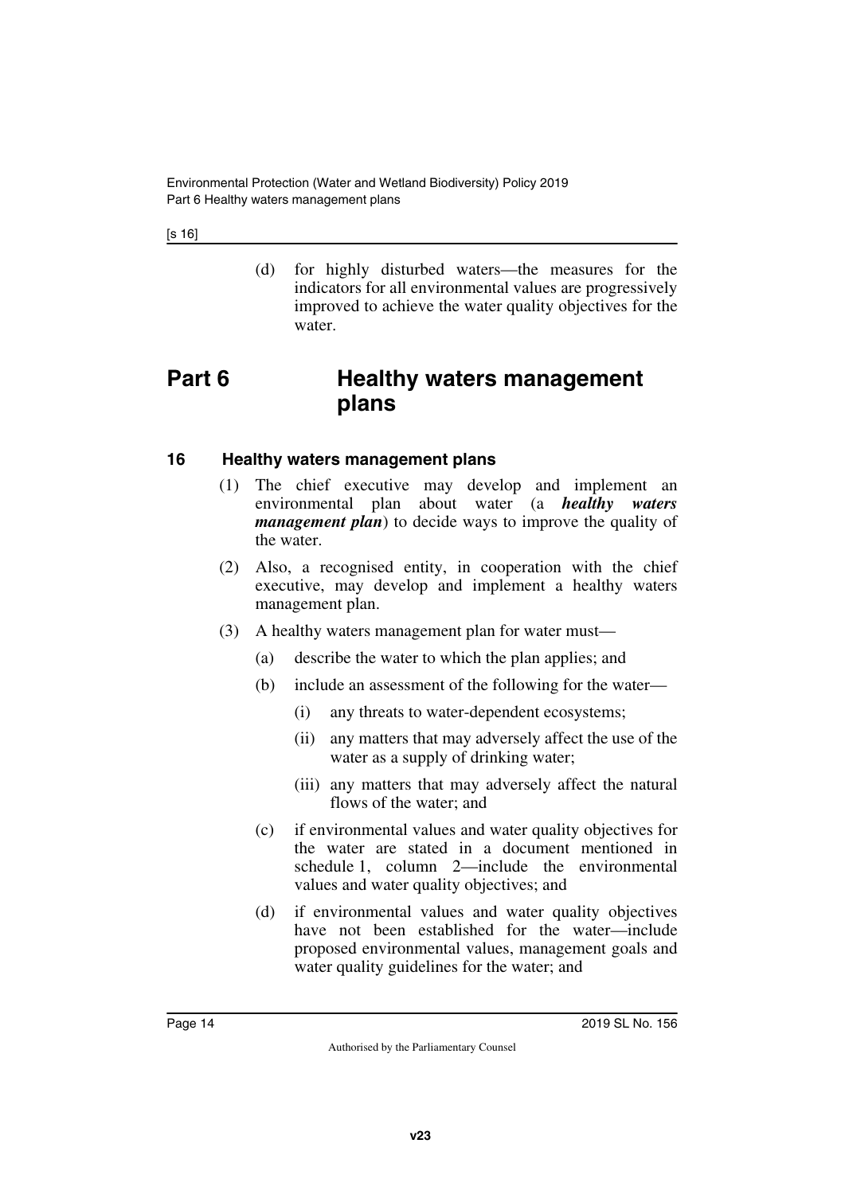(d) for highly disturbed waters—the measures for the indicators for all environmental values are progressively improved to achieve the water quality objectives for the water.

# Part 6 Healthy waters management plans

## 16 Healthy waters management plans

(1) The chief executive may develop and implement an environmental plan about water (a ***healthy waters management plan***) to decide ways to improve the quality of the water.

(2) Also, a recognised entity, in cooperation with the chief executive, may develop and implement a healthy waters management plan.

(3) A healthy waters management plan for water must—

(a) describe the water to which the plan applies; and

(b) include an assessment of the following for the water—

(i) any threats to water-dependent ecosystems;

(ii) any matters that may adversely affect the use of the water as a supply of drinking water;

(iii) any matters that may adversely affect the natural flows of the water; and

(c) if environmental values and water quality objectives for the water are stated in a document mentioned in schedule 1, column 2—include the environmental values and water quality objectives; and

(d) if environmental values and water quality objectives have not been established for the water—include proposed environmental values, management goals and water quality guidelines for the water; and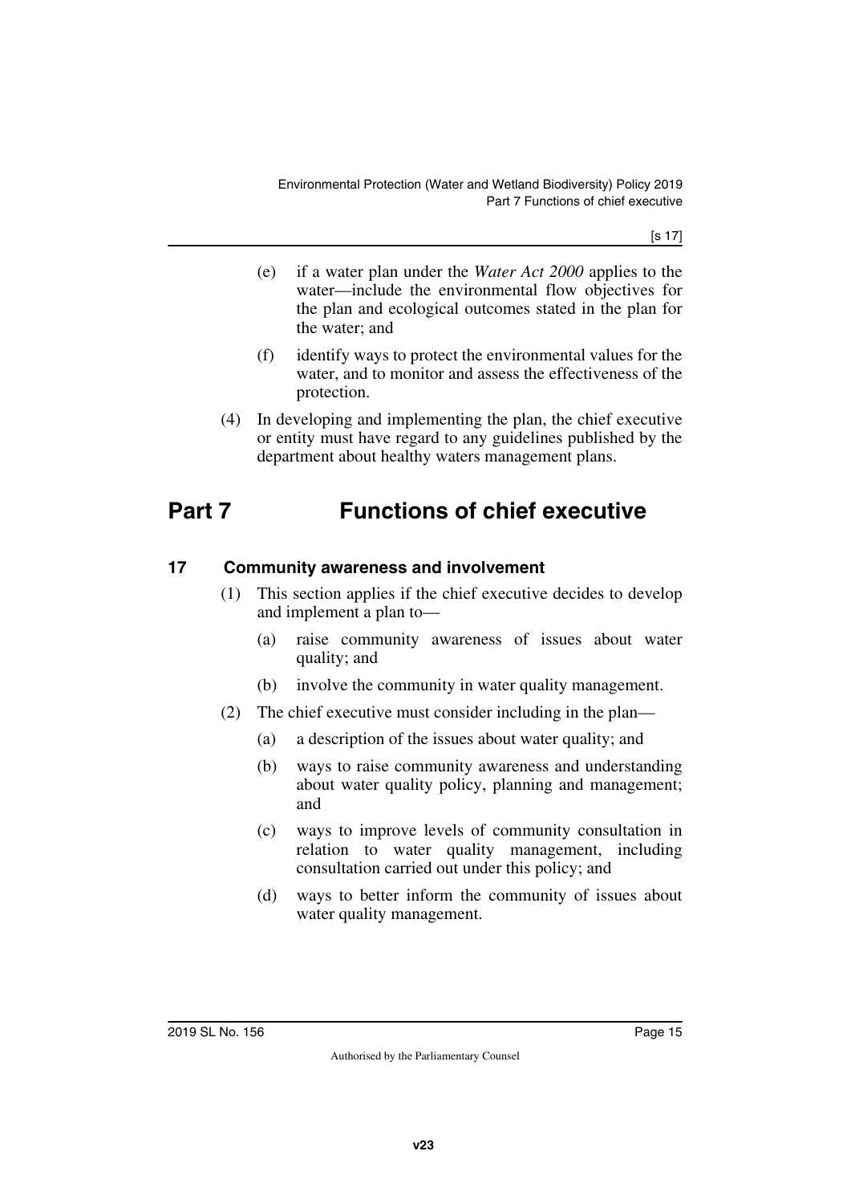(e) if a water plan under the *Water Act 2000* applies to the water—include the environmental flow objectives for the plan and ecological outcomes stated in the plan for the water; and

(f) identify ways to protect the environmental values for the water, and to monitor and assess the effectiveness of the protection.

(4) In developing and implementing the plan, the chief executive or entity must have regard to any guidelines published by the department about healthy waters management plans.

# Part 7 Functions of chief executive

### 17 Community awareness and involvement

(1) This section applies if the chief executive decides to develop and implement a plan to—

(a) raise community awareness of issues about water quality; and

(b) involve the community in water quality management.

(2) The chief executive must consider including in the plan—

(a) a description of the issues about water quality; and

(b) ways to raise community awareness and understanding about water quality policy, planning and management; and

(c) ways to improve levels of community consultation in relation to water quality management, including consultation carried out under this policy; and

(d) ways to better inform the community of issues about water quality management.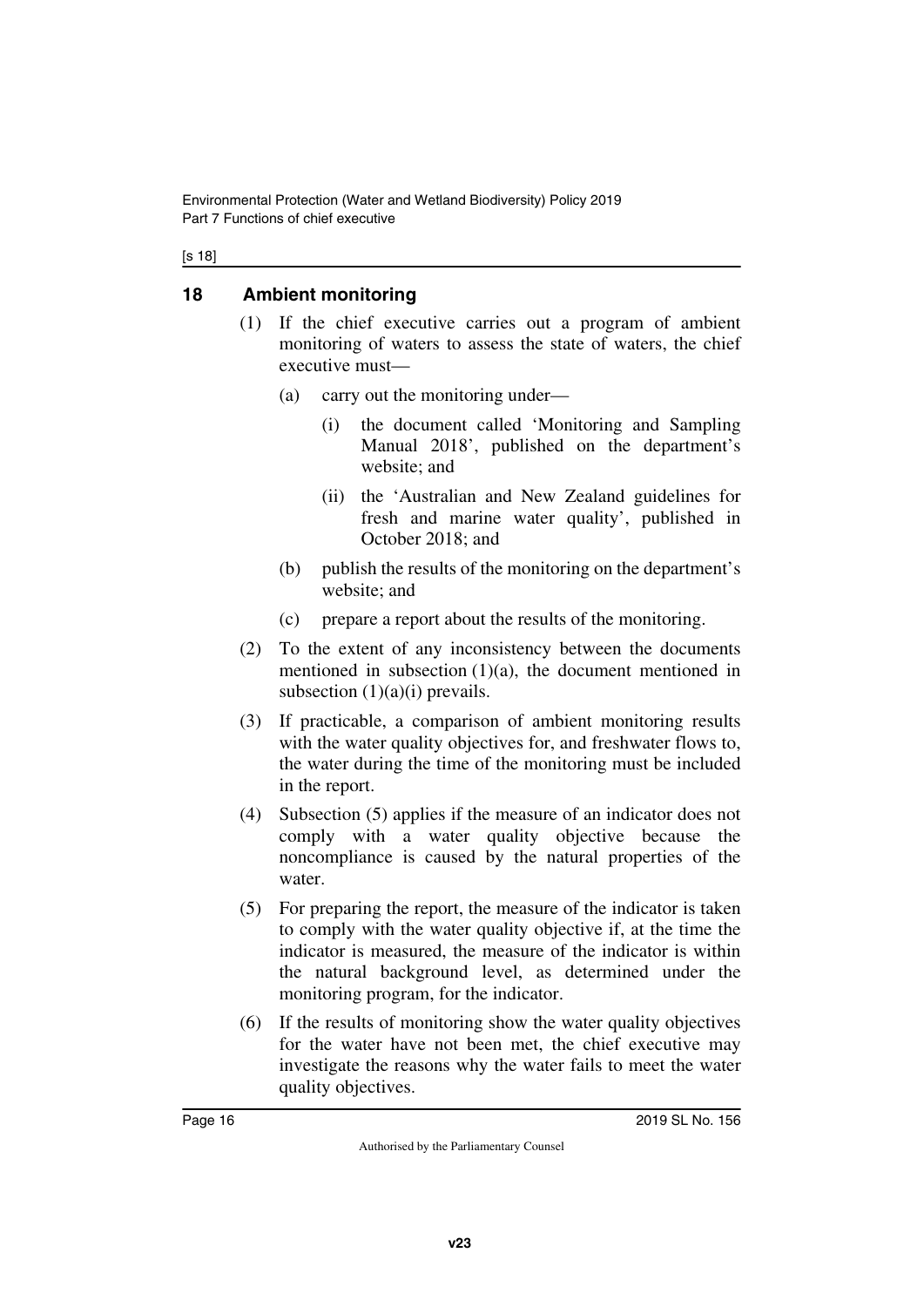## 18 Ambient monitoring

(1) If the chief executive carries out a program of ambient monitoring of waters to assess the state of waters, the chief executive must—

(a) carry out the monitoring under—

(i) the document called 'Monitoring and Sampling Manual 2018', published on the department's website; and

(ii) the 'Australian and New Zealand guidelines for fresh and marine water quality', published in October 2018; and

(b) publish the results of the monitoring on the department's website; and

(c) prepare a report about the results of the monitoring.

(2) To the extent of any inconsistency between the documents mentioned in subsection (1)(a), the document mentioned in subsection (1)(a)(i) prevails.

(3) If practicable, a comparison of ambient monitoring results with the water quality objectives for, and freshwater flows to, the water during the time of the monitoring must be included in the report.

(4) Subsection (5) applies if the measure of an indicator does not comply with a water quality objective because the noncompliance is caused by the natural properties of the water.

(5) For preparing the report, the measure of the indicator is taken to comply with the water quality objective if, at the time the indicator is measured, the measure of the indicator is within the natural background level, as determined under the monitoring program, for the indicator.

(6) If the results of monitoring show the water quality objectives for the water have not been met, the chief executive may investigate the reasons why the water fails to meet the water quality objectives.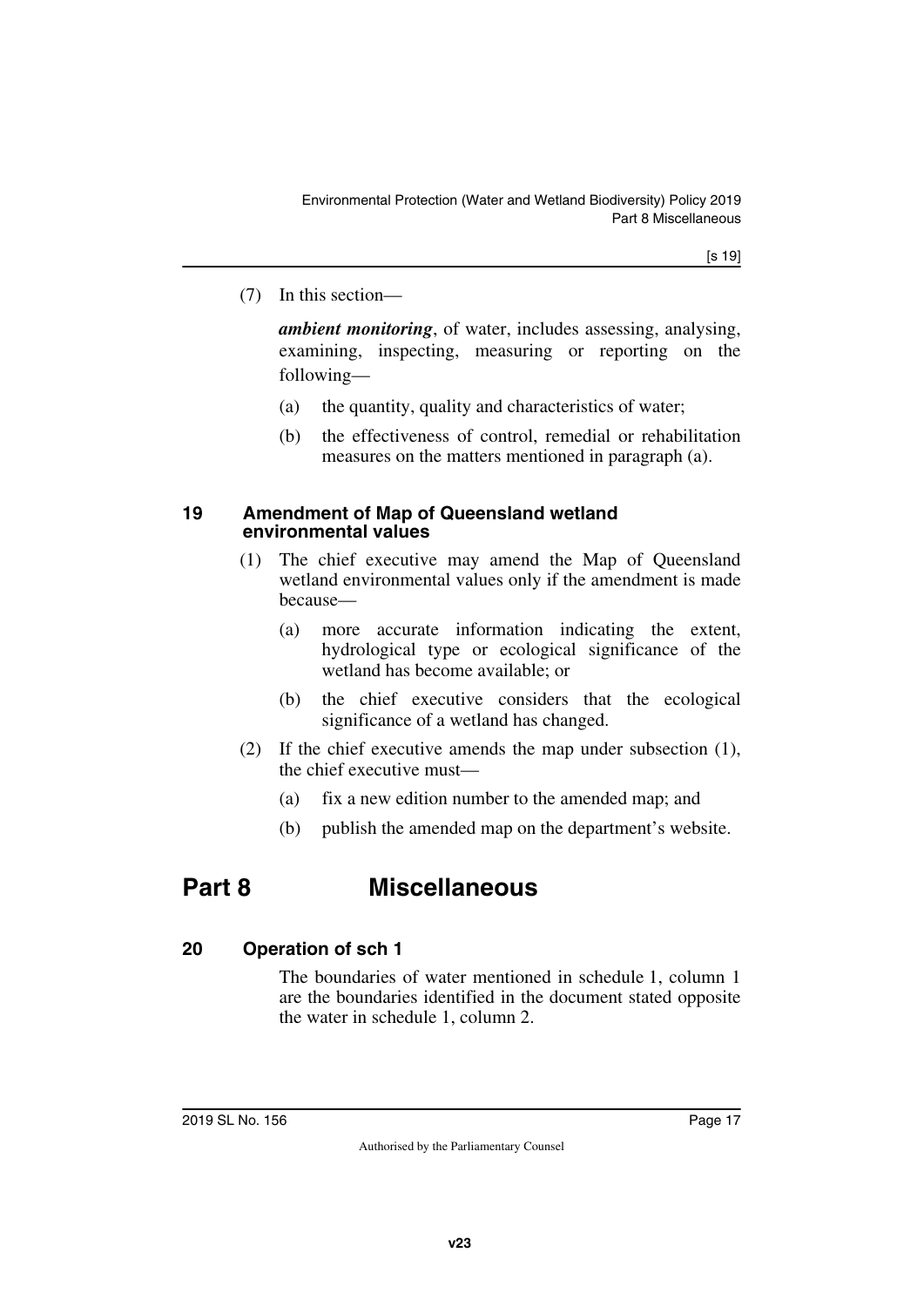(7) In this section—

***ambient monitoring***, of water, includes assessing, analysing, examining, inspecting, measuring or reporting on the following—

(a) the quantity, quality and characteristics of water;

(b) the effectiveness of control, remedial or rehabilitation measures on the matters mentioned in paragraph (a).

### 19 Amendment of Map of Queensland wetland environmental values

(1) The chief executive may amend the Map of Queensland wetland environmental values only if the amendment is made because—

(a) more accurate information indicating the extent, hydrological type or ecological significance of the wetland has become available; or

(b) the chief executive considers that the ecological significance of a wetland has changed.

(2) If the chief executive amends the map under subsection (1), the chief executive must—

(a) fix a new edition number to the amended map; and

(b) publish the amended map on the department's website.

## Part 8 Miscellaneous

### 20 Operation of sch 1

The boundaries of water mentioned in schedule 1, column 1 are the boundaries identified in the document stated opposite the water in schedule 1, column 2.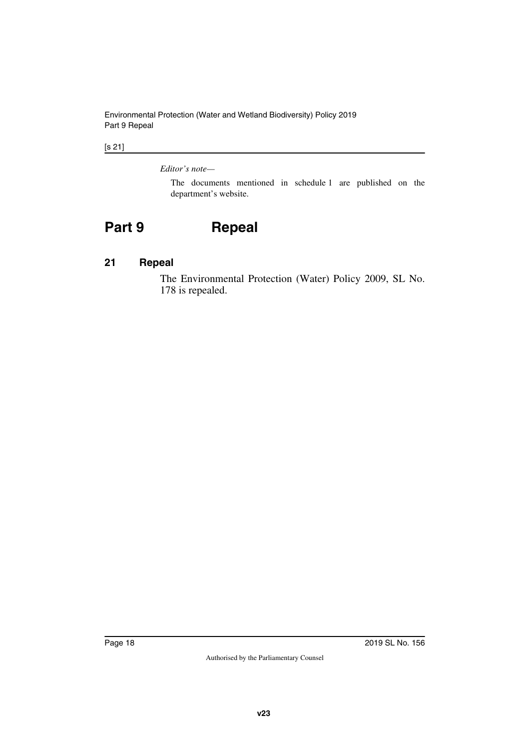*Editor's note—*

The documents mentioned in schedule 1 are published on the department's website.

# Part 9 Repeal

## 21 Repeal

The Environmental Protection (Water) Policy 2009, SL No. 178 is repealed.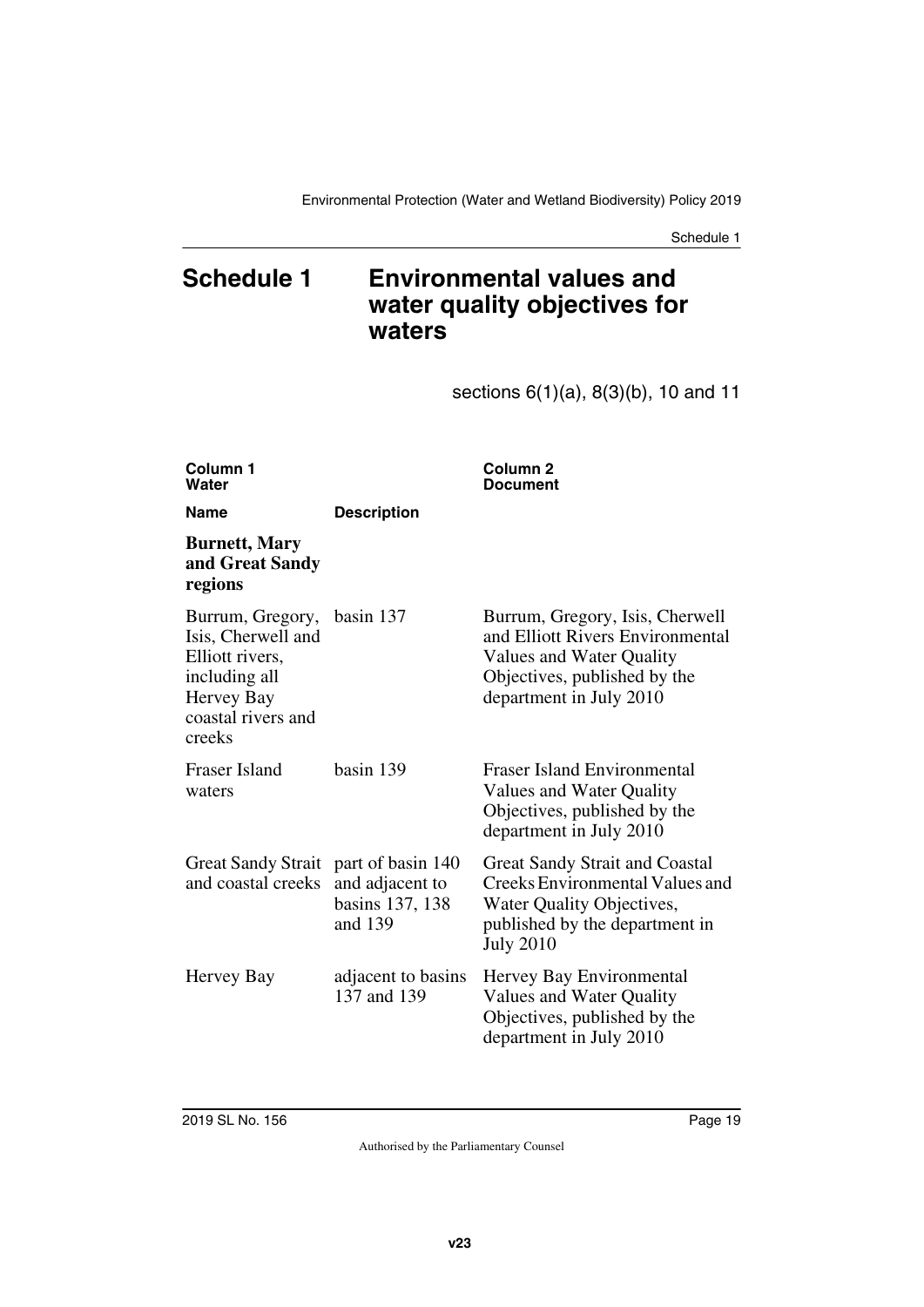# Schedule 1 Environmental values and water quality objectives for waters

sections 6(1)(a), 8(3)(b), 10 and 11

| Column 1 Water | | Column 2 Document |
|---|---|---|
| **Name** | **Description** | |
| **Burnett, Mary and Great Sandy regions** | | |
| Burrum, Gregory, Isis, Cherwell and Elliott rivers, including all Hervey Bay coastal rivers and creeks | basin 137 | Burrum, Gregory, Isis, Cherwell and Elliott Rivers Environmental Values and Water Quality Objectives, published by the department in July 2010 |
| Fraser Island waters | basin 139 | Fraser Island Environmental Values and Water Quality Objectives, published by the department in July 2010 |
| Great Sandy Strait and coastal creeks | part of basin 140 and adjacent to basins 137, 138 and 139 | Great Sandy Strait and Coastal Creeks Environmental Values and Water Quality Objectives, published by the department in July 2010 |
| Hervey Bay | adjacent to basins 137 and 139 | Hervey Bay Environmental Values and Water Quality Objectives, published by the department in July 2010 |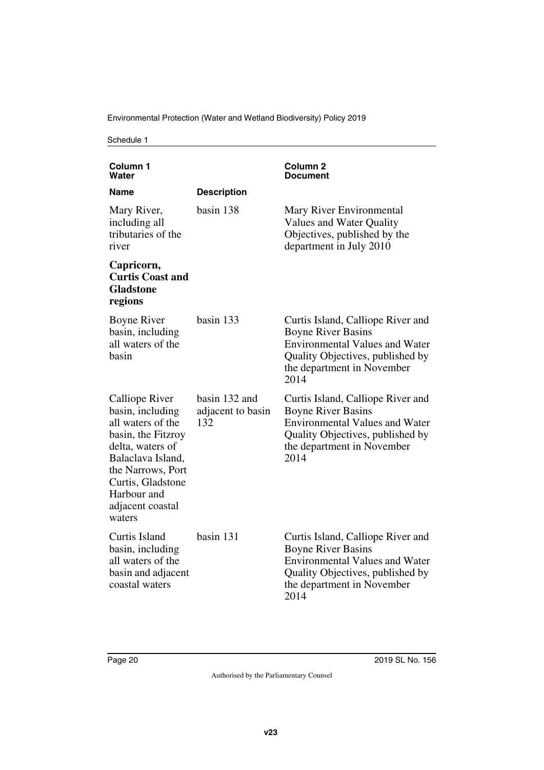| Column 1 Water | | Column 2 Document |
|---|---|---|
| **Name** | **Description** | |
| Mary River, including all tributaries of the river | basin 138 | Mary River Environmental Values and Water Quality Objectives, published by the department in July 2010 |
| **Capricorn, Curtis Coast and Gladstone regions** | | |
| Boyne River basin, including all waters of the basin | basin 133 | Curtis Island, Calliope River and Boyne River Basins Environmental Values and Water Quality Objectives, published by the department in November 2014 |
| Calliope River basin, including all waters of the basin, the Fitzroy delta, waters of Balaclava Island, the Narrows, Port Curtis, Gladstone Harbour and adjacent coastal waters | basin 132 and adjacent to basin 132 | Curtis Island, Calliope River and Boyne River Basins Environmental Values and Water Quality Objectives, published by the department in November 2014 |
| Curtis Island basin, including all waters of the basin and adjacent coastal waters | basin 131 | Curtis Island, Calliope River and Boyne River Basins Environmental Values and Water Quality Objectives, published by the department in November 2014 |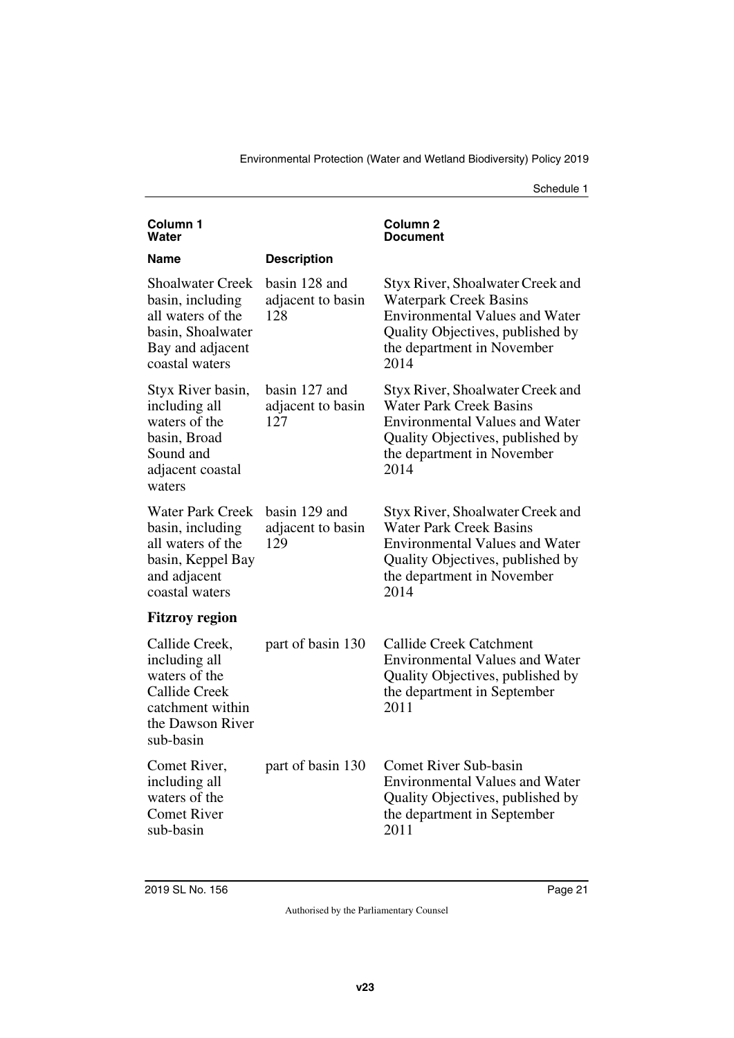| Column 1 Water | | Column 2 Document |
|---|---|---|
| **Name** | **Description** | |
| Shoalwater Creek basin, including all waters of the basin, Shoalwater Bay and adjacent coastal waters | basin 128 and adjacent to basin 128 | Styx River, Shoalwater Creek and Waterpark Creek Basins Environmental Values and Water Quality Objectives, published by the department in November 2014 |
| Styx River basin, including all waters of the basin, Broad Sound and adjacent coastal waters | basin 127 and adjacent to basin 127 | Styx River, Shoalwater Creek and Water Park Creek Basins Environmental Values and Water Quality Objectives, published by the department in November 2014 |
| Water Park Creek basin, including all waters of the basin, Keppel Bay and adjacent coastal waters | basin 129 and adjacent to basin 129 | Styx River, Shoalwater Creek and Water Park Creek Basins Environmental Values and Water Quality Objectives, published by the department in November 2014 |
| **Fitzroy region** | | |
| Callide Creek, including all waters of the Callide Creek catchment within the Dawson River sub-basin | part of basin 130 | Callide Creek Catchment Environmental Values and Water Quality Objectives, published by the department in September 2011 |
| Comet River, including all waters of the Comet River sub-basin | part of basin 130 | Comet River Sub-basin Environmental Values and Water Quality Objectives, published by the department in September 2011 |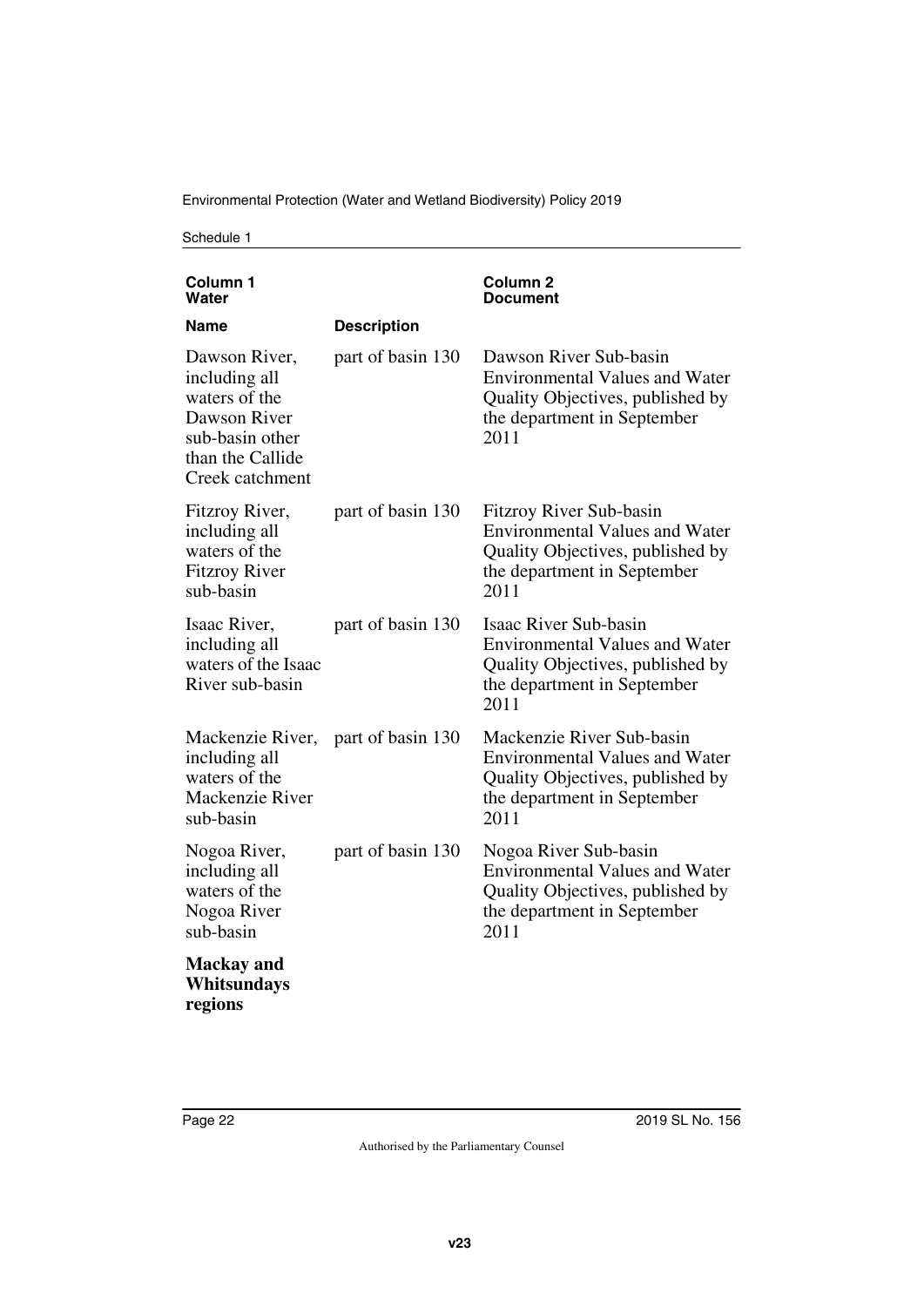| Column 1 Water | | Column 2 Document |
|---|---|---|
| **Name** | **Description** | |
| Dawson River, including all waters of the Dawson River sub-basin other than the Callide Creek catchment | part of basin 130 | Dawson River Sub-basin Environmental Values and Water Quality Objectives, published by the department in September 2011 |
| Fitzroy River, including all waters of the Fitzroy River sub-basin | part of basin 130 | Fitzroy River Sub-basin Environmental Values and Water Quality Objectives, published by the department in September 2011 |
| Isaac River, including all waters of the Isaac River sub-basin | part of basin 130 | Isaac River Sub-basin Environmental Values and Water Quality Objectives, published by the department in September 2011 |
| Mackenzie River, including all waters of the Mackenzie River sub-basin | part of basin 130 | Mackenzie River Sub-basin Environmental Values and Water Quality Objectives, published by the department in September 2011 |
| Nogoa River, including all waters of the Nogoa River sub-basin | part of basin 130 | Nogoa River Sub-basin Environmental Values and Water Quality Objectives, published by the department in September 2011 |
| **Mackay and Whitsundays regions** | | |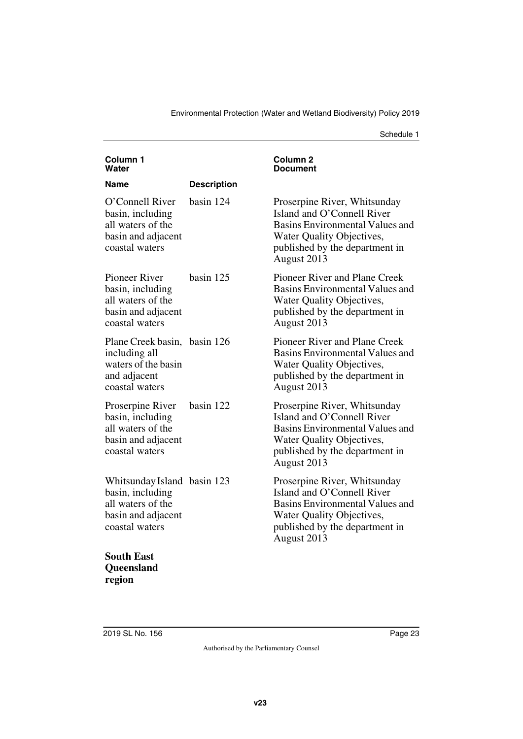| Column 1 Water | | Column 2 Document |
|---|---|---|
| **Name** | **Description** | |
| O'Connell River basin, including all waters of the basin and adjacent coastal waters | basin 124 | Proserpine River, Whitsunday Island and O'Connell River Basins Environmental Values and Water Quality Objectives, published by the department in August 2013 |
| Pioneer River basin, including all waters of the basin and adjacent coastal waters | basin 125 | Pioneer River and Plane Creek Basins Environmental Values and Water Quality Objectives, published by the department in August 2013 |
| Plane Creek basin, including all waters of the basin and adjacent coastal waters | basin 126 | Pioneer River and Plane Creek Basins Environmental Values and Water Quality Objectives, published by the department in August 2013 |
| Proserpine River basin, including all waters of the basin and adjacent coastal waters | basin 122 | Proserpine River, Whitsunday Island and O'Connell River Basins Environmental Values and Water Quality Objectives, published by the department in August 2013 |
| Whitsunday Island basin, including all waters of the basin and adjacent coastal waters | basin 123 | Proserpine River, Whitsunday Island and O'Connell River Basins Environmental Values and Water Quality Objectives, published by the department in August 2013 |
| **South East Queensland region** | | |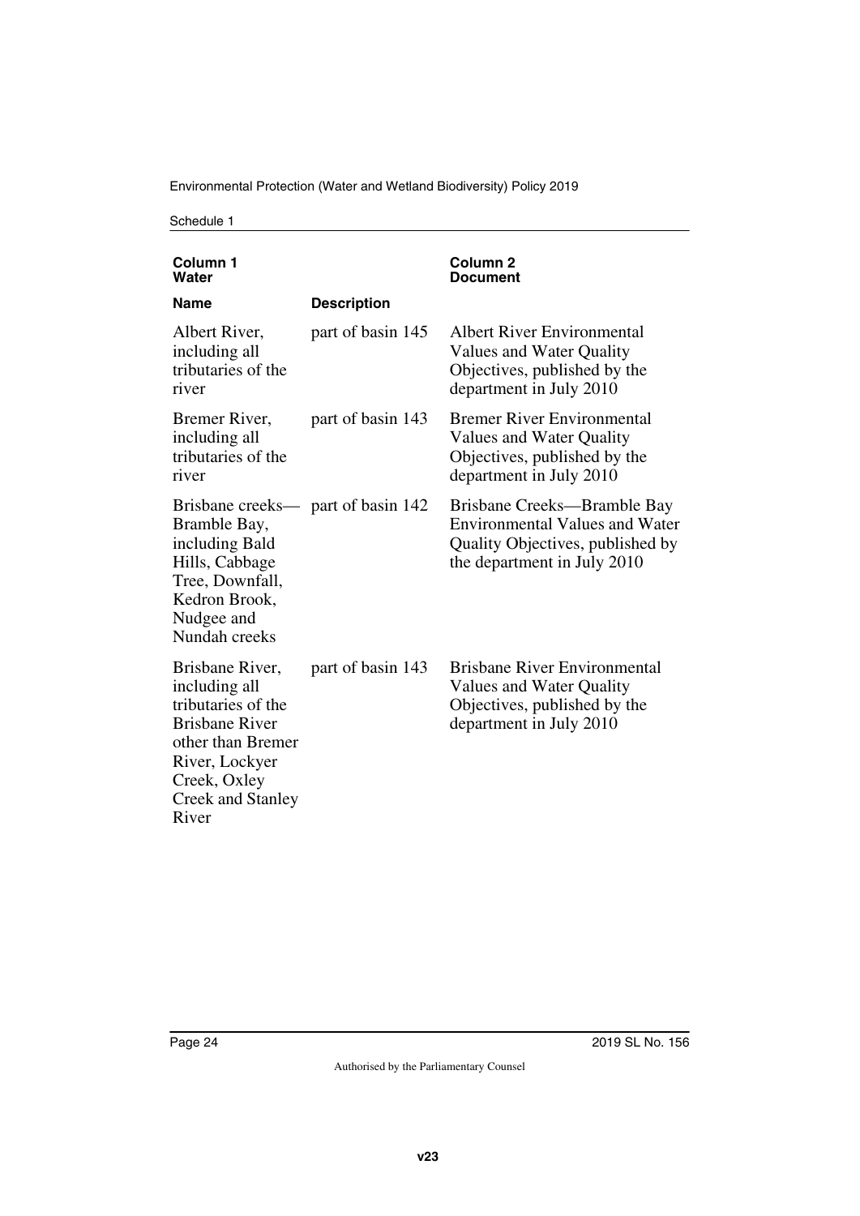| Column 1 Water | | Column 2 Document |
| --- | --- | --- |
| **Name** | **Description** | |
| Albert River, including all tributaries of the river | part of basin 145 | Albert River Environmental Values and Water Quality Objectives, published by the department in July 2010 |
| Bremer River, including all tributaries of the river | part of basin 143 | Bremer River Environmental Values and Water Quality Objectives, published by the department in July 2010 |
| Brisbane creeks—Bramble Bay, including Bald Hills, Cabbage Tree, Downfall, Kedron Brook, Nudgee and Nundah creeks | part of basin 142 | Brisbane Creeks—Bramble Bay Environmental Values and Water Quality Objectives, published by the department in July 2010 |
| Brisbane River, including all tributaries of the Brisbane River other than Bremer River, Lockyer Creek, Oxley Creek and Stanley River | part of basin 143 | Brisbane River Environmental Values and Water Quality Objectives, published by the department in July 2010 |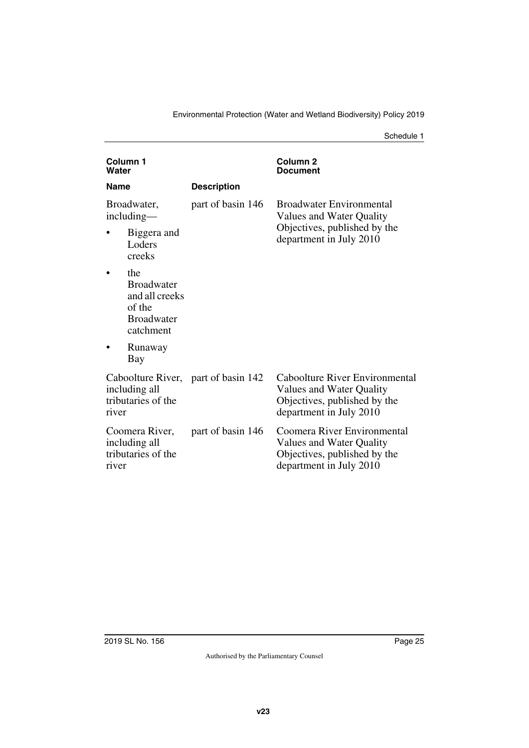| Column 1 Water | | Column 2 Document |
| --- | --- | --- |
| **Name** | **Description** | |
| Broadwater, including—<br>• Biggera and Loders creeks<br>• the Broadwater and all creeks of the Broadwater catchment<br>• Runaway Bay | part of basin 146 | Broadwater Environmental Values and Water Quality Objectives, published by the department in July 2010 |
| Caboolture River, including all tributaries of the river | part of basin 142 | Caboolture River Environmental Values and Water Quality Objectives, published by the department in July 2010 |
| Coomera River, including all tributaries of the river | part of basin 146 | Coomera River Environmental Values and Water Quality Objectives, published by the department in July 2010 |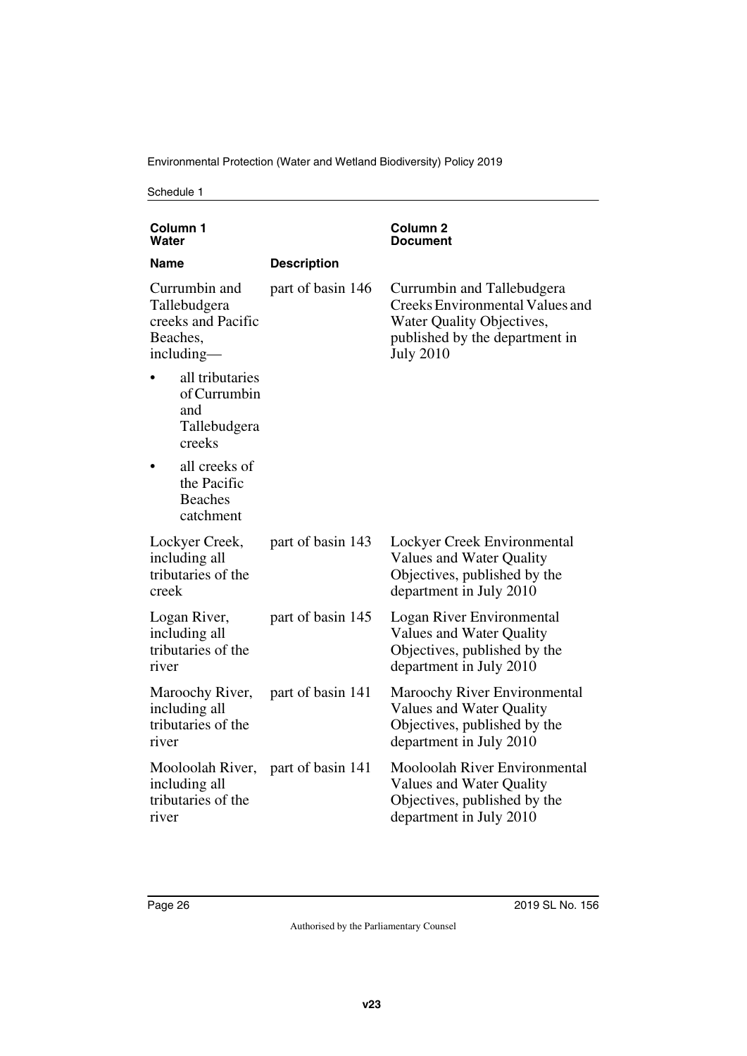| Column 1 Water | | Column 2 Document |
|---|---|---|
| **Name** | **Description** | |
| Currumbin and Tallebudgera creeks and Pacific Beaches, including—<br>• all tributaries of Currumbin and Tallebudgera creeks<br>• all creeks of the Pacific Beaches catchment | part of basin 146 | Currumbin and Tallebudgera Creeks Environmental Values and Water Quality Objectives, published by the department in July 2010 |
| Lockyer Creek, including all tributaries of the creek | part of basin 143 | Lockyer Creek Environmental Values and Water Quality Objectives, published by the department in July 2010 |
| Logan River, including all tributaries of the river | part of basin 145 | Logan River Environmental Values and Water Quality Objectives, published by the department in July 2010 |
| Maroochy River, including all tributaries of the river | part of basin 141 | Maroochy River Environmental Values and Water Quality Objectives, published by the department in July 2010 |
| Mooloolah River, including all tributaries of the river | part of basin 141 | Mooloolah River Environmental Values and Water Quality Objectives, published by the department in July 2010 |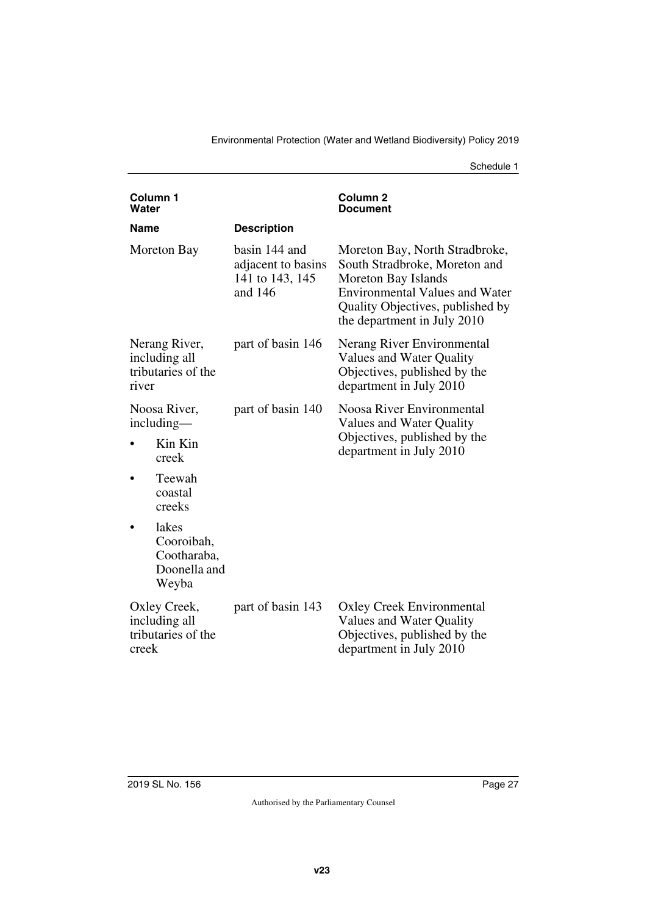| Column 1 Water | | Column 2 Document |
|---|---|---|
| **Name** | **Description** | |
| Moreton Bay | basin 144 and adjacent to basins 141 to 143, 145 and 146 | Moreton Bay, North Stradbroke, South Stradbroke, Moreton and Moreton Bay Islands Environmental Values and Water Quality Objectives, published by the department in July 2010 |
| Nerang River, including all tributaries of the river | part of basin 146 | Nerang River Environmental Values and Water Quality Objectives, published by the department in July 2010 |
| Noosa River, including— <br>• Kin Kin creek <br>• Teewah coastal creeks <br>• lakes Cooroibah, Cootharaba, Doonella and Weyba | part of basin 140 | Noosa River Environmental Values and Water Quality Objectives, published by the department in July 2010 |
| Oxley Creek, including all tributaries of the creek | part of basin 143 | Oxley Creek Environmental Values and Water Quality Objectives, published by the department in July 2010 |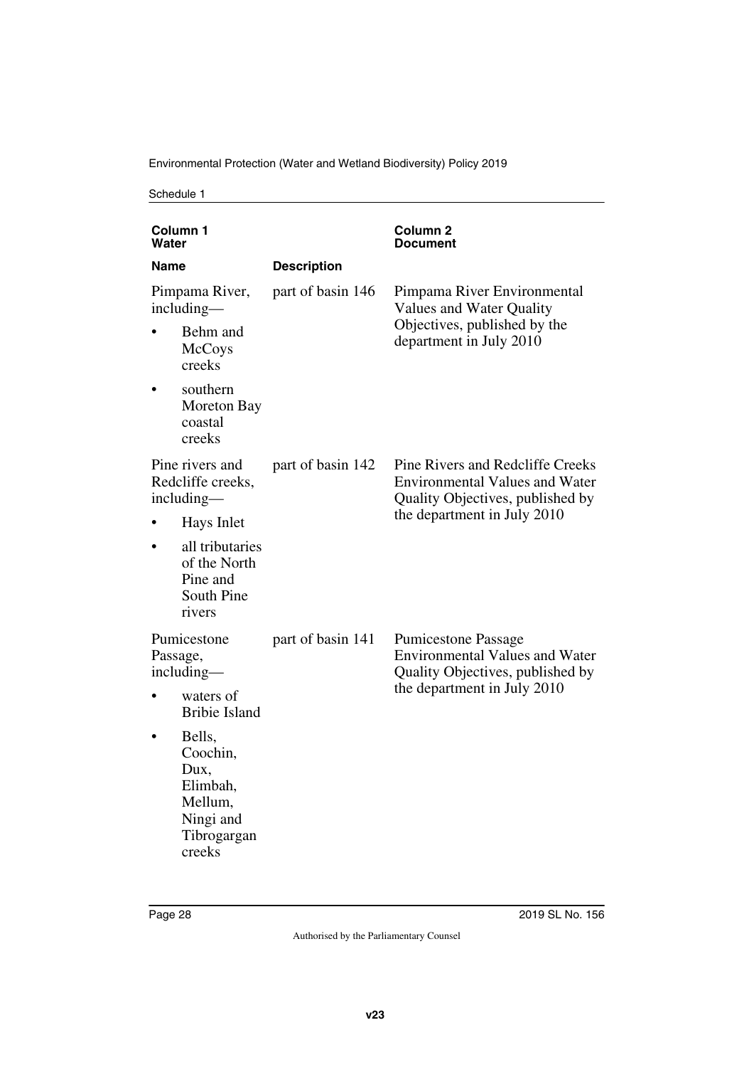| Column 1 Water | | Column 2 Document |
|---|---|---|
| **Name** | **Description** | |
| Pimpama River, including— • Behm and McCoys creeks • southern Moreton Bay coastal creeks | part of basin 146 | Pimpama River Environmental Values and Water Quality Objectives, published by the department in July 2010 |
| Pine rivers and Redcliffe creeks, including— • Hays Inlet • all tributaries of the North Pine and South Pine rivers | part of basin 142 | Pine Rivers and Redcliffe Creeks Environmental Values and Water Quality Objectives, published by the department in July 2010 |
| Pumicestone Passage, including— • waters of Bribie Island • Bells, Coochin, Dux, Elimbah, Mellum, Ningi and Tibrogargan creeks | part of basin 141 | Pumicestone Passage Environmental Values and Water Quality Objectives, published by the department in July 2010 |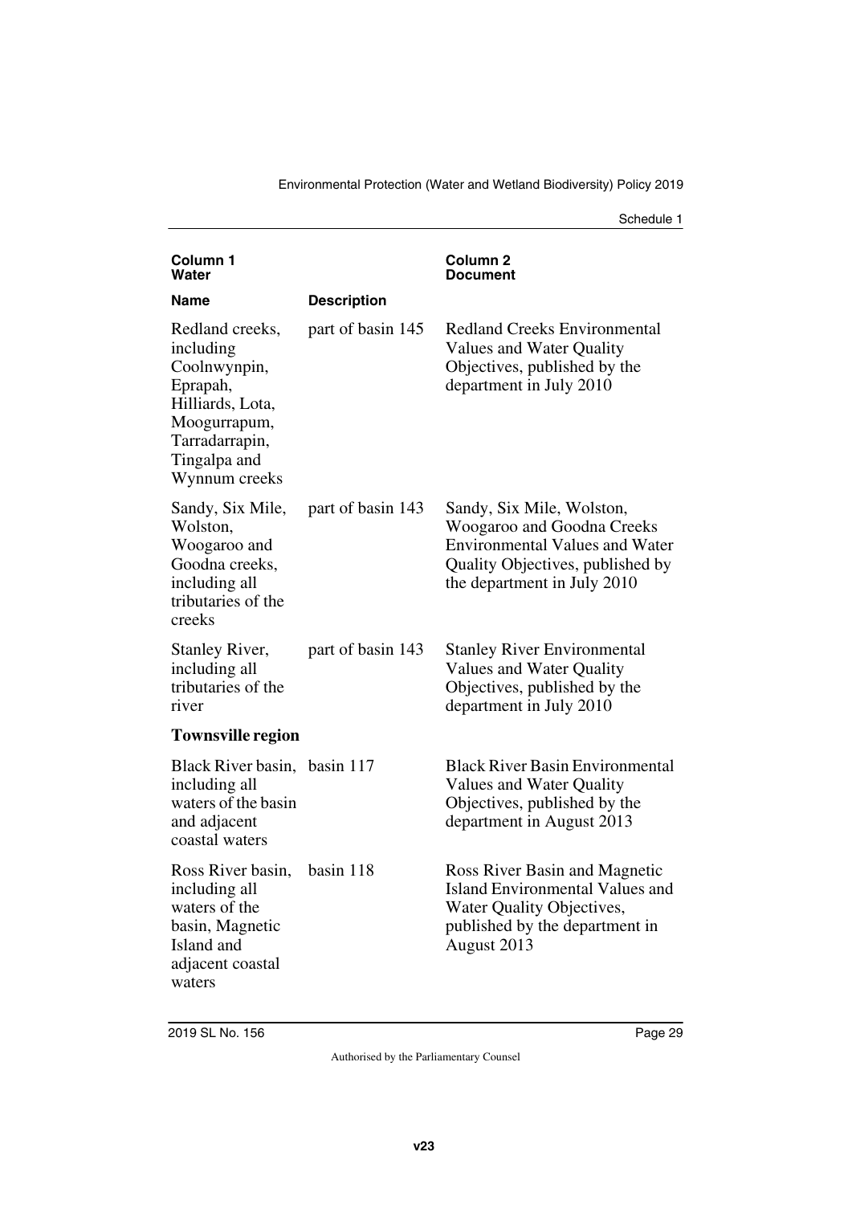| Column 1 Water | | Column 2 Document |
|---|---|---|
| **Name** | **Description** | |
| Redland creeks, including Coolnwynpin, Eprapah, Hilliards, Lota, Moogurrapum, Tarradarrapin, Tingalpa and Wynnum creeks | part of basin 145 | Redland Creeks Environmental Values and Water Quality Objectives, published by the department in July 2010 |
| Sandy, Six Mile, Wolston, Woogaroo and Goodna creeks, including all tributaries of the creeks | part of basin 143 | Sandy, Six Mile, Wolston, Woogaroo and Goodna Creeks Environmental Values and Water Quality Objectives, published by the department in July 2010 |
| Stanley River, including all tributaries of the river | part of basin 143 | Stanley River Environmental Values and Water Quality Objectives, published by the department in July 2010 |
| **Townsville region** | | |
| Black River basin, including all waters of the basin and adjacent coastal waters | basin 117 | Black River Basin Environmental Values and Water Quality Objectives, published by the department in August 2013 |
| Ross River basin, including all waters of the basin, Magnetic Island and adjacent coastal waters | basin 118 | Ross River Basin and Magnetic Island Environmental Values and Water Quality Objectives, published by the department in August 2013 |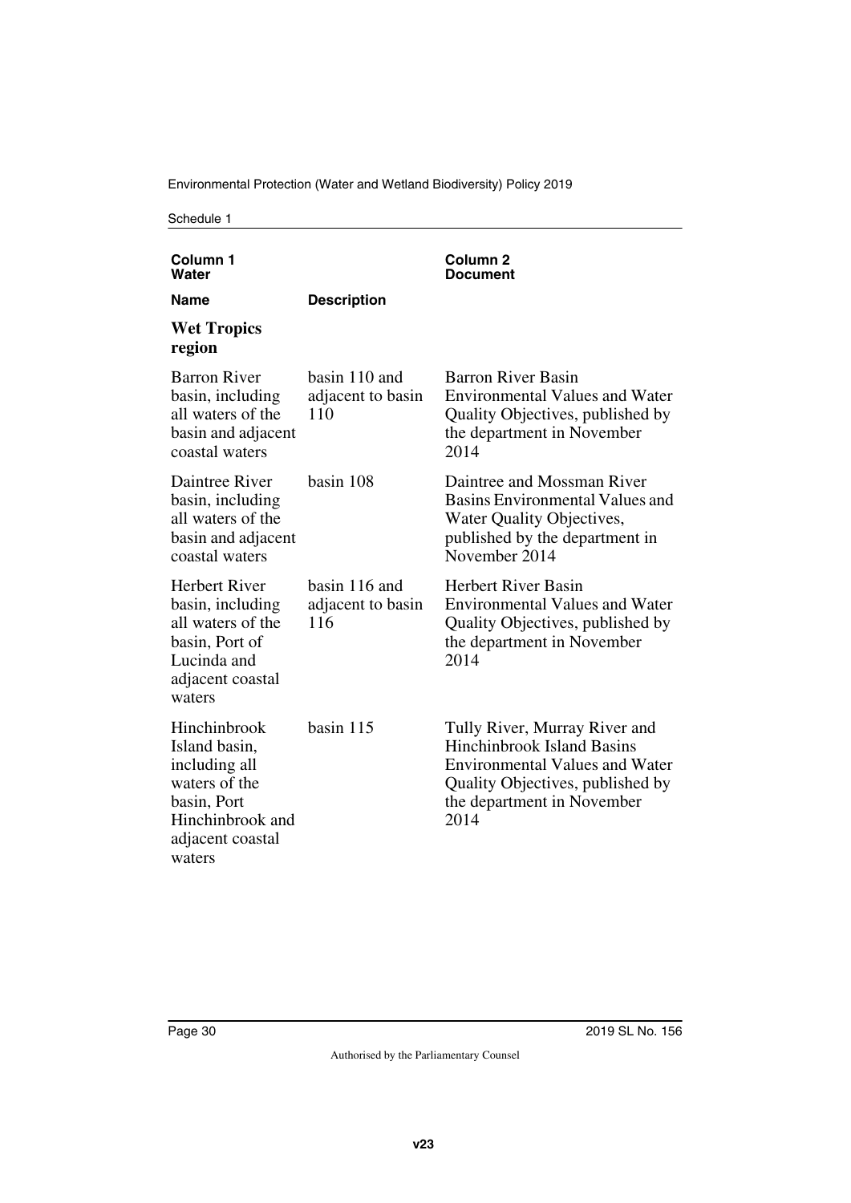| Column 1 Water | | Column 2 Document |
|---|---|---|
| **Name** | **Description** | |
| **Wet Tropics region** | | |
| Barron River basin, including all waters of the basin and adjacent coastal waters | basin 110 and adjacent to basin 110 | Barron River Basin Environmental Values and Water Quality Objectives, published by the department in November 2014 |
| Daintree River basin, including all waters of the basin and adjacent coastal waters | basin 108 | Daintree and Mossman River Basins Environmental Values and Water Quality Objectives, published by the department in November 2014 |
| Herbert River basin, including all waters of the basin, Port of Lucinda and adjacent coastal waters | basin 116 and adjacent to basin 116 | Herbert River Basin Environmental Values and Water Quality Objectives, published by the department in November 2014 |
| Hinchinbrook Island basin, including all waters of the basin, Port Hinchinbrook and adjacent coastal waters | basin 115 | Tully River, Murray River and Hinchinbrook Island Basins Environmental Values and Water Quality Objectives, published by the department in November 2014 |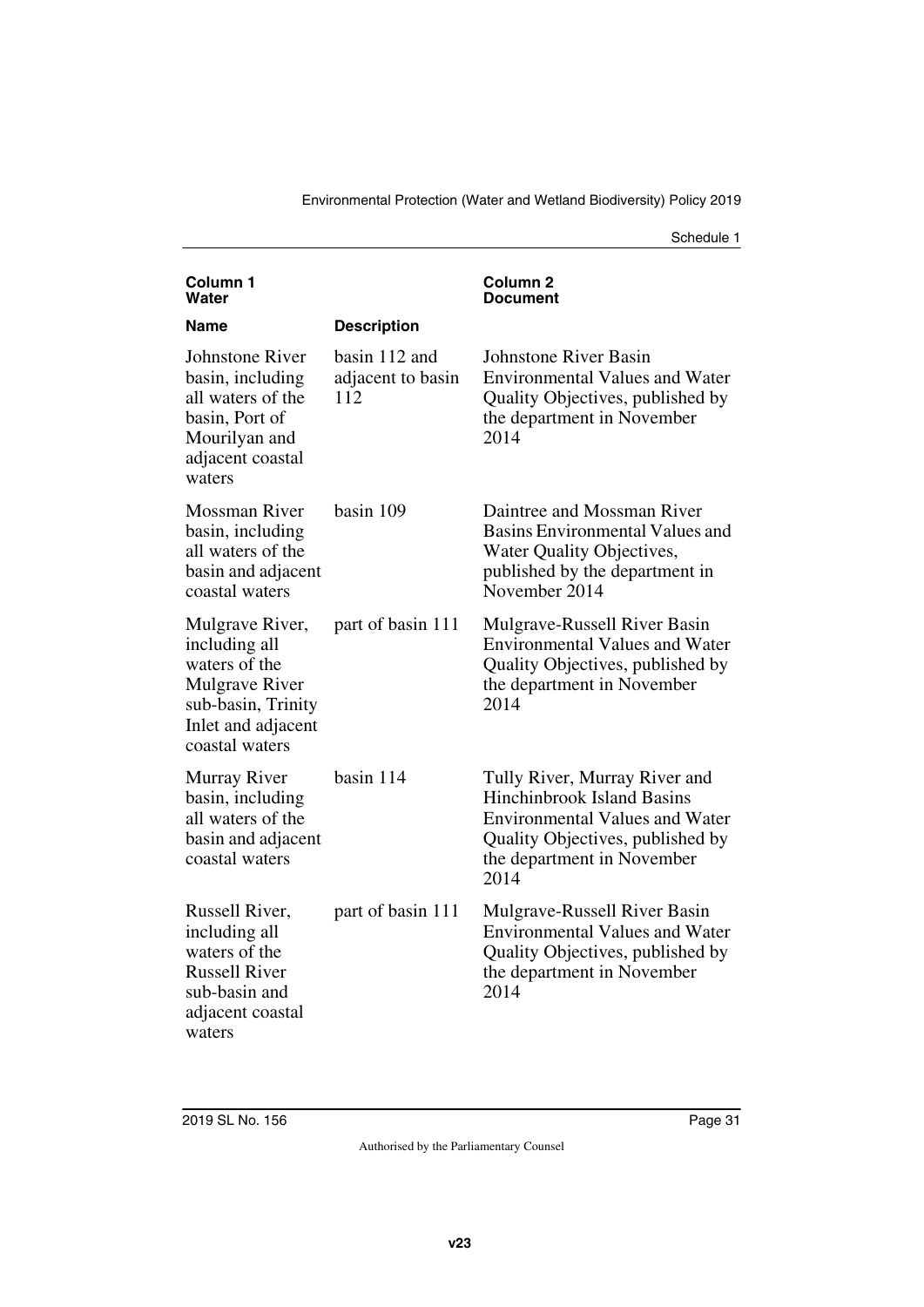| Column 1<br>Water | | Column 2<br>Document |
|---|---|---|
| **Name** | **Description** | |
| Johnstone River basin, including all waters of the basin, Port of Mourilyan and adjacent coastal waters | basin 112 and adjacent to basin 112 | Johnstone River Basin Environmental Values and Water Quality Objectives, published by the department in November 2014 |
| Mossman River basin, including all waters of the basin and adjacent coastal waters | basin 109 | Daintree and Mossman River Basins Environmental Values and Water Quality Objectives, published by the department in November 2014 |
| Mulgrave River, including all waters of the Mulgrave River sub-basin, Trinity Inlet and adjacent coastal waters | part of basin 111 | Mulgrave-Russell River Basin Environmental Values and Water Quality Objectives, published by the department in November 2014 |
| Murray River basin, including all waters of the basin and adjacent coastal waters | basin 114 | Tully River, Murray River and Hinchinbrook Island Basins Environmental Values and Water Quality Objectives, published by the department in November 2014 |
| Russell River, including all waters of the Russell River sub-basin and adjacent coastal waters | part of basin 111 | Mulgrave-Russell River Basin Environmental Values and Water Quality Objectives, published by the department in November 2014 |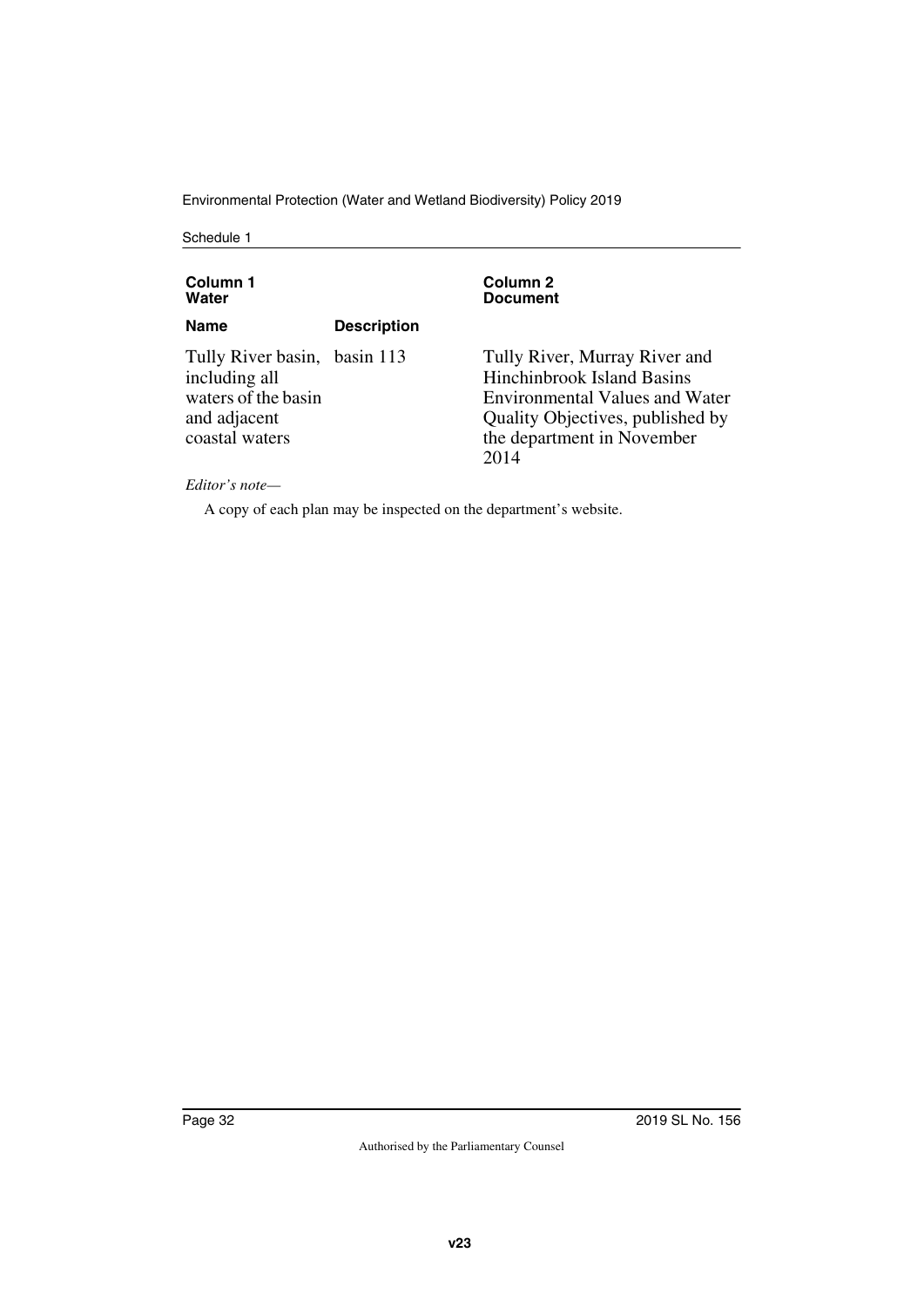| Column 1 Water | | Column 2 Document |
|---|---|---|
| **Name** | **Description** | |
| Tully River basin, including all waters of the basin and adjacent coastal waters | basin 113 | Tully River, Murray River and Hinchinbrook Island Basins Environmental Values and Water Quality Objectives, published by the department in November 2014 |

*Editor's note—*

A copy of each plan may be inspected on the department's website.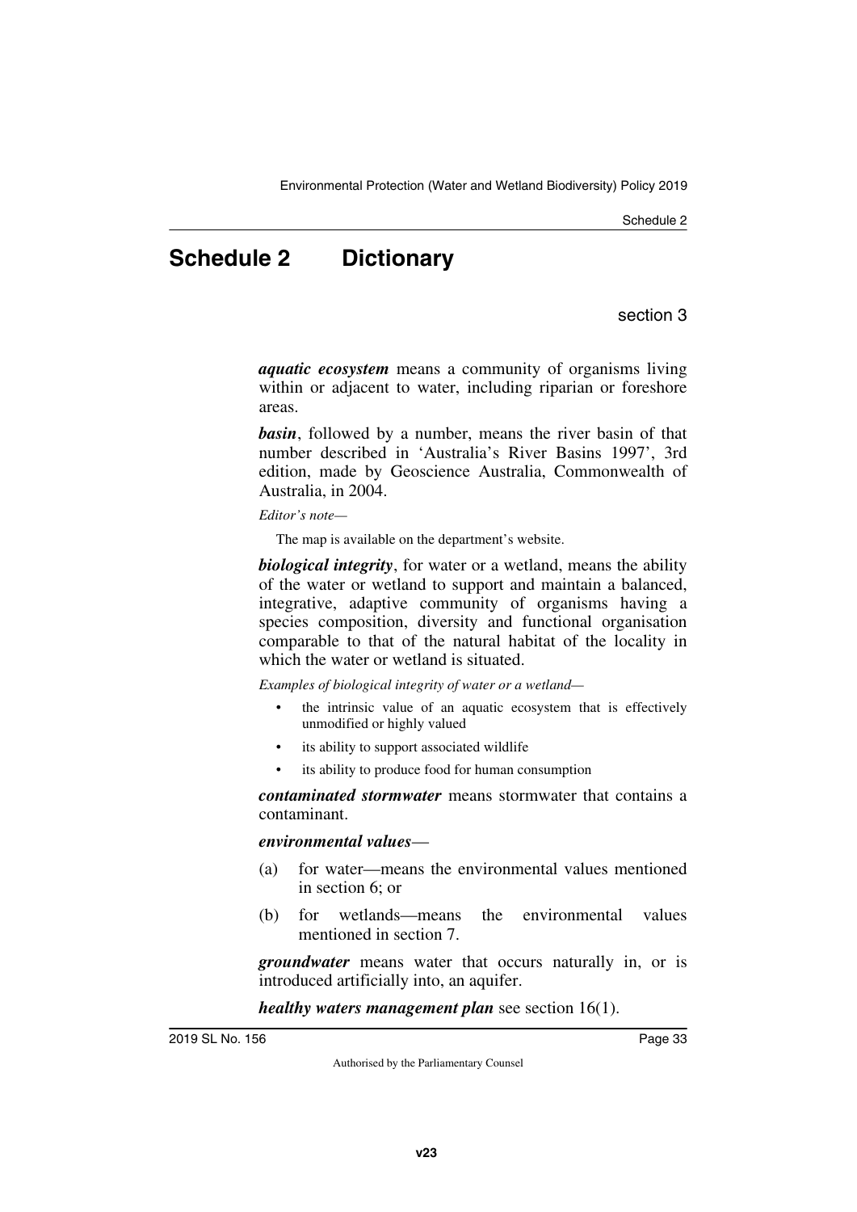# Schedule 2 Dictionary

section 3

***aquatic ecosystem*** means a community of organisms living within or adjacent to water, including riparian or foreshore areas.

***basin***, followed by a number, means the river basin of that number described in 'Australia's River Basins 1997', 3rd edition, made by Geoscience Australia, Commonwealth of Australia, in 2004.

*Editor's note—*

The map is available on the department's website.

***biological integrity***, for water or a wetland, means the ability of the water or wetland to support and maintain a balanced, integrative, adaptive community of organisms having a species composition, diversity and functional organisation comparable to that of the natural habitat of the locality in which the water or wetland is situated.

*Examples of biological integrity of water or a wetland—*

- the intrinsic value of an aquatic ecosystem that is effectively unmodified or highly valued
- its ability to support associated wildlife
- its ability to produce food for human consumption

***contaminated stormwater*** means stormwater that contains a contaminant.

***environmental values***—

(a) for water—means the environmental values mentioned in section 6; or

(b) for wetlands—means the environmental values mentioned in section 7.

***groundwater*** means water that occurs naturally in, or is introduced artificially into, an aquifer.

***healthy waters management plan*** see section 16(1).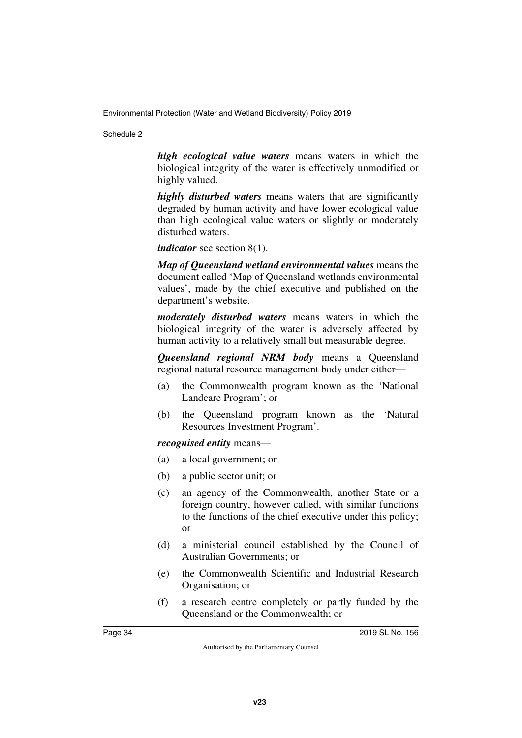***high ecological value waters*** means waters in which the biological integrity of the water is effectively unmodified or highly valued.

***highly disturbed waters*** means waters that are significantly degraded by human activity and have lower ecological value than high ecological value waters or slightly or moderately disturbed waters.

***indicator*** see section 8(1).

***Map of Queensland wetland environmental values*** means the document called 'Map of Queensland wetlands environmental values', made by the chief executive and published on the department's website.

***moderately disturbed waters*** means waters in which the biological integrity of the water is adversely affected by human activity to a relatively small but measurable degree.

***Queensland regional NRM body*** means a Queensland regional natural resource management body under either—

(a) the Commonwealth program known as the 'National Landcare Program'; or

(b) the Queensland program known as the 'Natural Resources Investment Program'.

***recognised entity*** means—

(a) a local government; or

(b) a public sector unit; or

(c) an agency of the Commonwealth, another State or a foreign country, however called, with similar functions to the functions of the chief executive under this policy; or

(d) a ministerial council established by the Council of Australian Governments; or

(e) the Commonwealth Scientific and Industrial Research Organisation; or

(f) a research centre completely or partly funded by the Queensland or the Commonwealth; or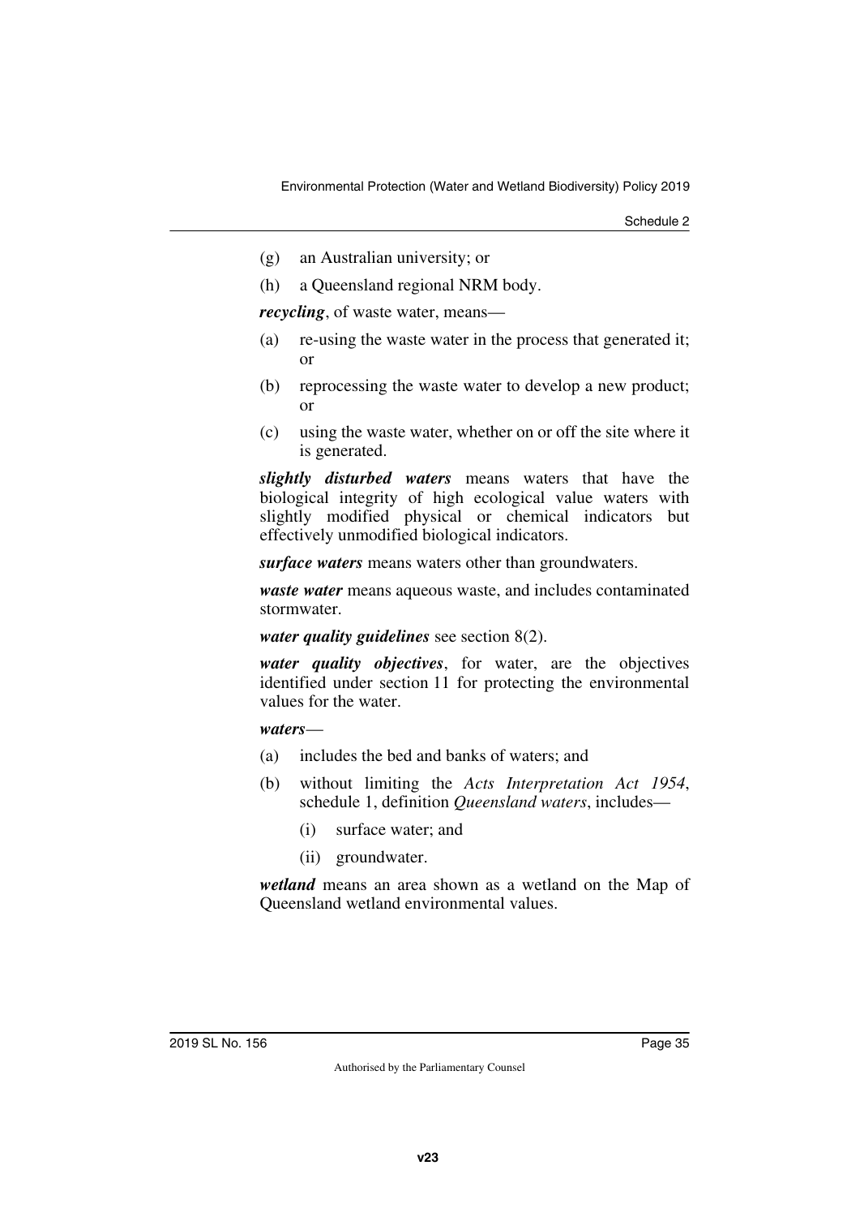(g) an Australian university; or

(h) a Queensland regional NRM body.

***recycling***, of waste water, means—

(a) re-using the waste water in the process that generated it; or

(b) reprocessing the waste water to develop a new product; or

(c) using the waste water, whether on or off the site where it is generated.

***slightly disturbed waters*** means waters that have the biological integrity of high ecological value waters with slightly modified physical or chemical indicators but effectively unmodified biological indicators.

***surface waters*** means waters other than groundwaters.

***waste water*** means aqueous waste, and includes contaminated stormwater.

***water quality guidelines*** see section 8(2).

***water quality objectives***, for water, are the objectives identified under section 11 for protecting the environmental values for the water.

***waters***—

(a) includes the bed and banks of waters; and

(b) without limiting the *Acts Interpretation Act 1954*, schedule 1, definition *Queensland waters*, includes—

  (i) surface water; and

  (ii) groundwater.

***wetland*** means an area shown as a wetland on the Map of Queensland wetland environmental values.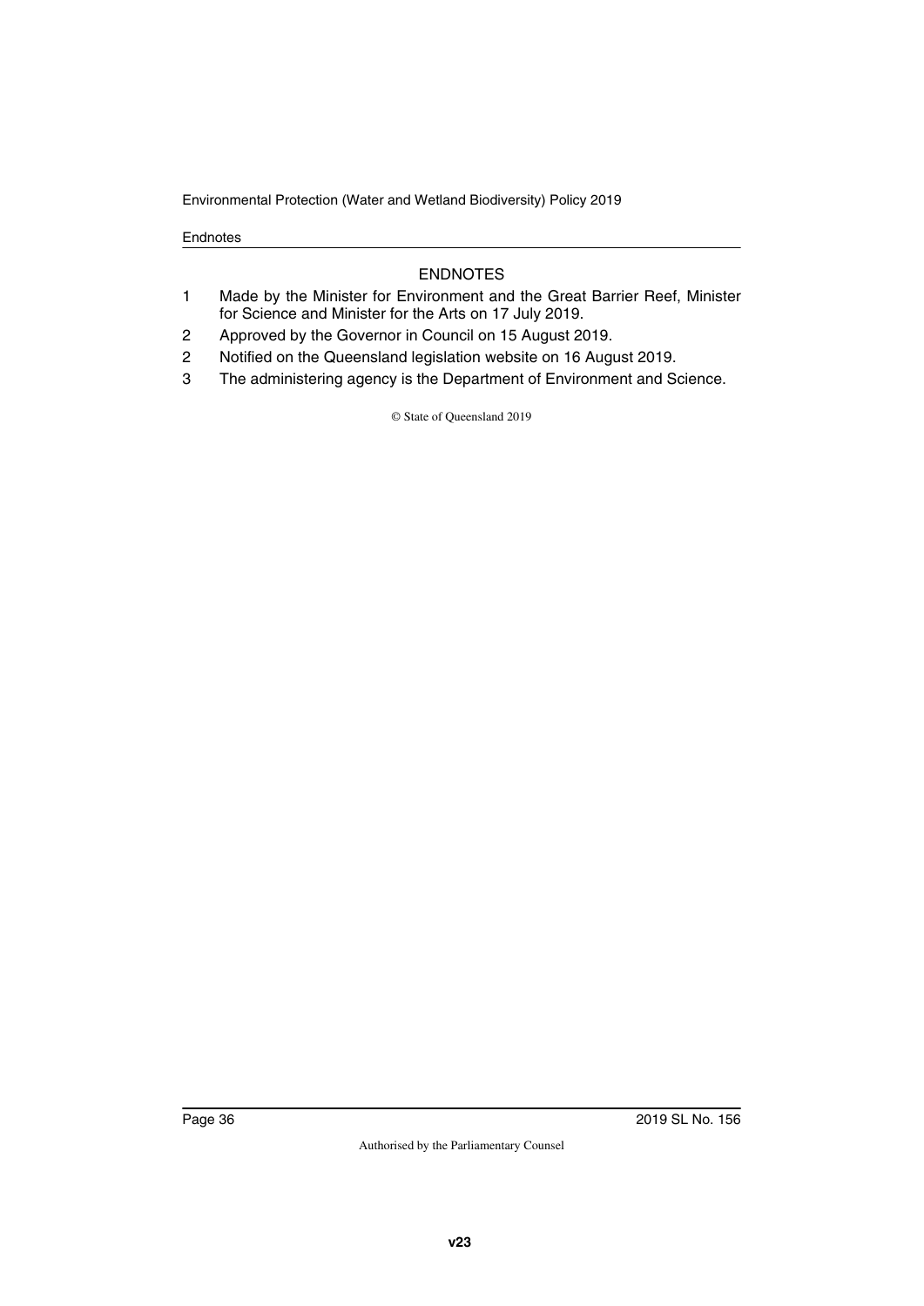## ENDNOTES

1 Made by the Minister for Environment and the Great Barrier Reef, Minister for Science and Minister for the Arts on 17 July 2019.

2 Approved by the Governor in Council on 15 August 2019.

2 Notified on the Queensland legislation website on 16 August 2019.

3 The administering agency is the Department of Environment and Science.

© State of Queensland 2019